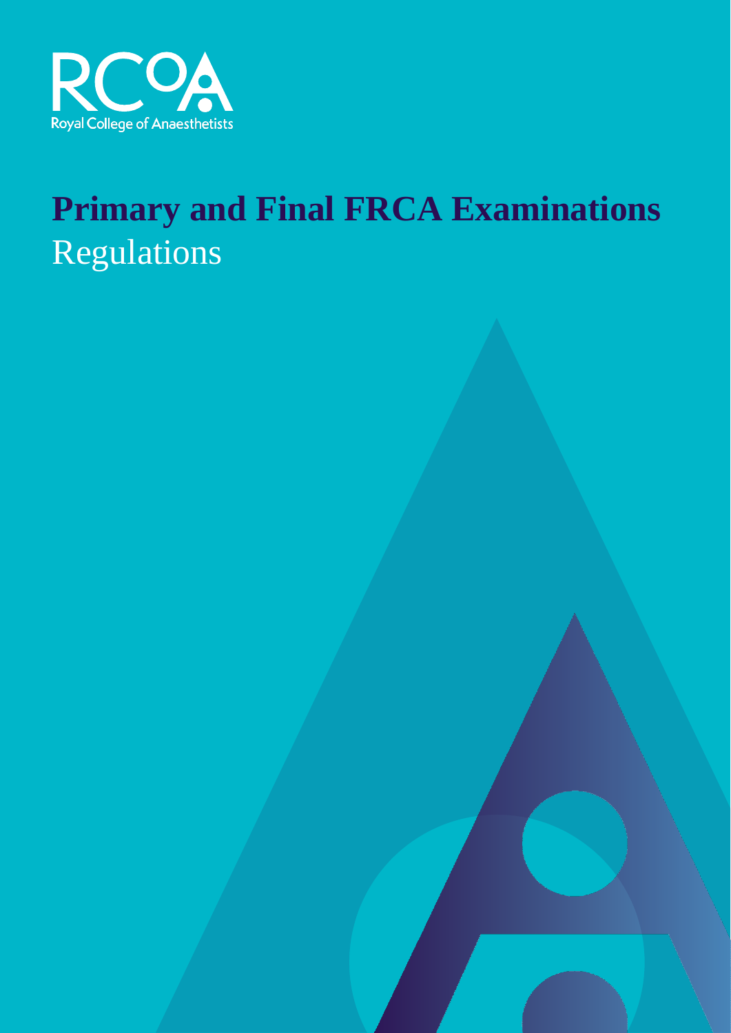Royal College of Anaesthetists

# Primary and Final FRCA Examinations

Regulations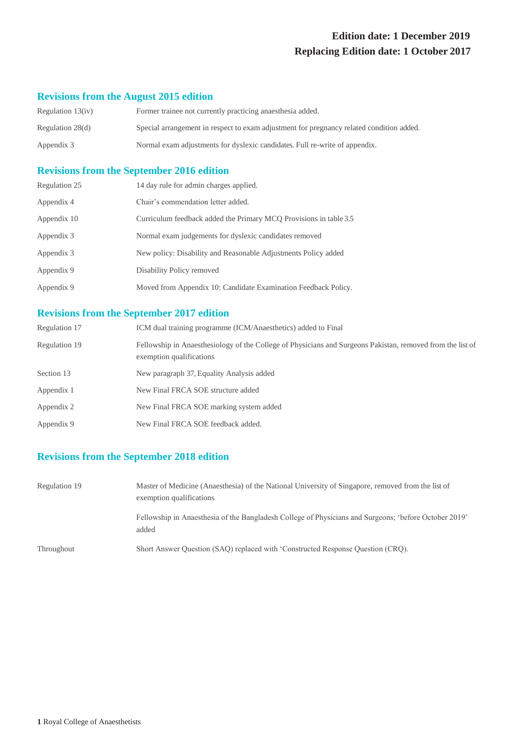**Edition date: 1 December 2019**
**Replacing Edition date: 1 October 2017**

## Revisions from the August 2015 edition

| | |
|---|---|
| Regulation 13(iv) | Former trainee not currently practicing anaesthesia added. |
| Regulation 28(d) | Special arrangement in respect to exam adjustment for pregnancy related condition added. |
| Appendix 3 | Normal exam adjustments for dyslexic candidates. Full re-write of appendix. |

## Revisions from the September 2016 edition

| | |
|---|---|
| Regulation 25 | 14 day rule for admin charges applied. |
| Appendix 4 | Chair's commendation letter added. |
| Appendix 10 | Curriculum feedback added the Primary MCQ Provisions in table 3.5 |
| Appendix 3 | Normal exam judgements for dyslexic candidates removed |
| Appendix 3 | New policy: Disability and Reasonable Adjustments Policy added |
| Appendix 9 | Disability Policy removed |
| Appendix 9 | Moved from Appendix 10: Candidate Examination Feedback Policy. |

## Revisions from the September 2017 edition

| | |
|---|---|
| Regulation 17 | ICM dual training programme (ICM/Anaesthetics) added to Final |
| Regulation 19 | Fellowship in Anaesthesiology of the College of Physicians and Surgeons Pakistan, removed from the list of exemption qualifications |
| Section 13 | New paragraph 37, Equality Analysis added |
| Appendix 1 | New Final FRCA SOE structure added |
| Appendix 2 | New Final FRCA SOE marking system added |
| Appendix 9 | New Final FRCA SOE feedback added. |

## Revisions from the September 2018 edition

| | |
|---|---|
| Regulation 19 | Master of Medicine (Anaesthesia) of the National University of Singapore, removed from the list of exemption qualifications |
| | Fellowship in Anaesthesia of the Bangladesh College of Physicians and Surgeons; 'before October 2019' added |
| Throughout | Short Answer Question (SAQ) replaced with 'Constructed Response Question (CRQ). |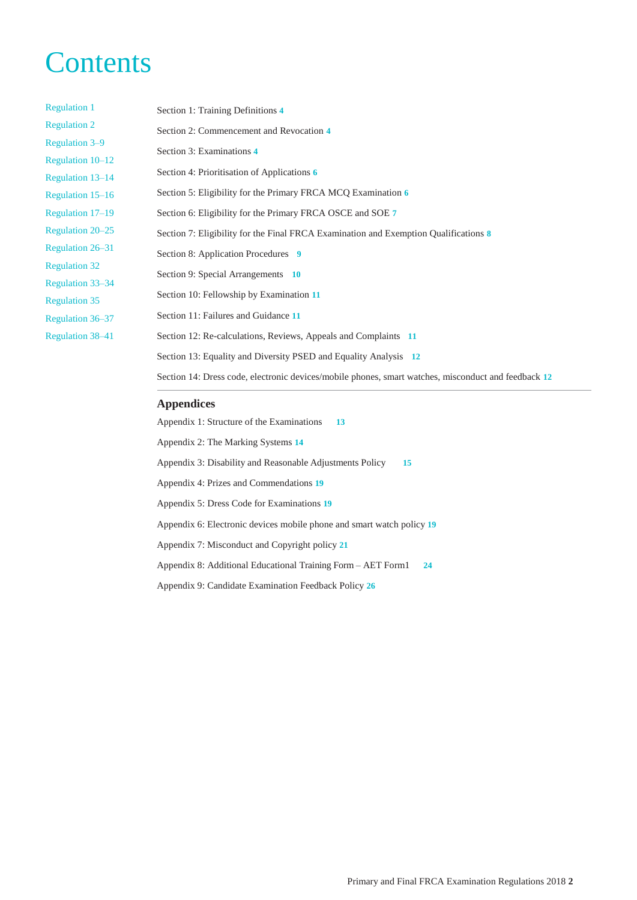# Contents

| | | |
|---|---|---|
| Regulation 1 | Section 1: Training Definitions | 4 |
| Regulation 2 | Section 2: Commencement and Revocation | 4 |
| Regulation 3–9 | Section 3: Examinations | 4 |
| Regulation 10–12 | Section 4: Prioritisation of Applications | 6 |
| Regulation 13–14 | Section 5: Eligibility for the Primary FRCA MCQ Examination | 6 |
| Regulation 15–16 | Section 6: Eligibility for the Primary FRCA OSCE and SOE | 7 |
| Regulation 17–19 | Section 7: Eligibility for the Final FRCA Examination and Exemption Qualifications | 8 |
| Regulation 20–25 | Section 8: Application Procedures | 9 |
| Regulation 26–31 | Section 9: Special Arrangements | 10 |
| Regulation 32 | Section 10: Fellowship by Examination | 11 |
| Regulation 33–34 | Section 11: Failures and Guidance | 11 |
| Regulation 35 | Section 12: Re-calculations, Reviews, Appeals and Complaints | 11 |
| Regulation 36–37 | Section 13: Equality and Diversity PSED and Equality Analysis | 12 |
| Regulation 38–41 | Section 14: Dress code, electronic devices/mobile phones, smart watches, misconduct and feedback | 12 |

## Appendices

- Appendix 1: Structure of the Examinations 13
- Appendix 2: The Marking Systems 14
- Appendix 3: Disability and Reasonable Adjustments Policy 15
- Appendix 4: Prizes and Commendations 19
- Appendix 5: Dress Code for Examinations 19
- Appendix 6: Electronic devices mobile phone and smart watch policy 19
- Appendix 7: Misconduct and Copyright policy 21
- Appendix 8: Additional Educational Training Form – AET Form1 24
- Appendix 9: Candidate Examination Feedback Policy 26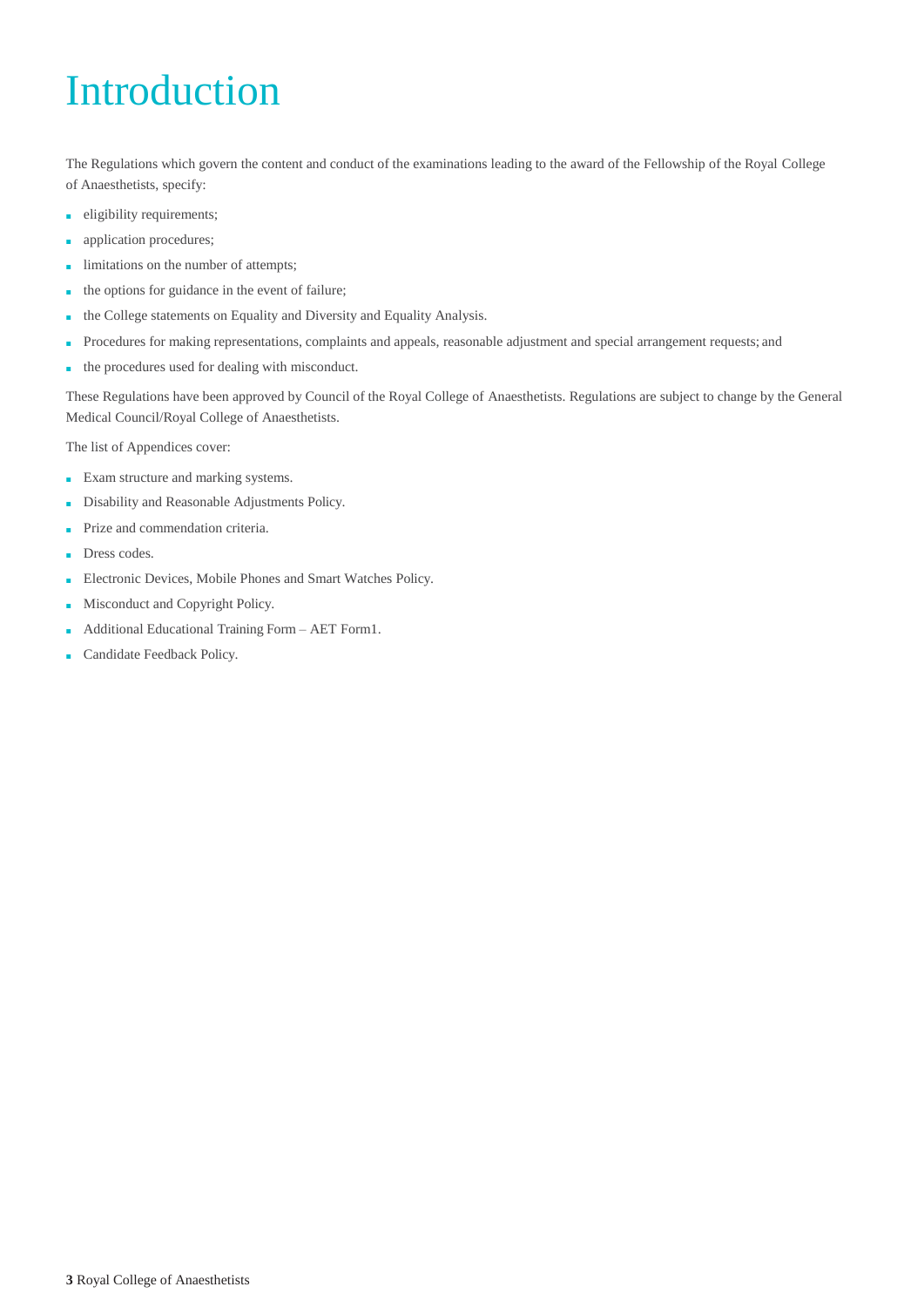# Introduction

The Regulations which govern the content and conduct of the examinations leading to the award of the Fellowship of the Royal College of Anaesthetists, specify:

- eligibility requirements;
- application procedures;
- limitations on the number of attempts;
- the options for guidance in the event of failure;
- the College statements on Equality and Diversity and Equality Analysis.
- Procedures for making representations, complaints and appeals, reasonable adjustment and special arrangement requests; and
- the procedures used for dealing with misconduct.

These Regulations have been approved by Council of the Royal College of Anaesthetists. Regulations are subject to change by the General Medical Council/Royal College of Anaesthetists.

The list of Appendices cover:

- Exam structure and marking systems.
- Disability and Reasonable Adjustments Policy.
- Prize and commendation criteria.
- Dress codes.
- Electronic Devices, Mobile Phones and Smart Watches Policy.
- Misconduct and Copyright Policy.
- Additional Educational Training Form – AET Form1.
- Candidate Feedback Policy.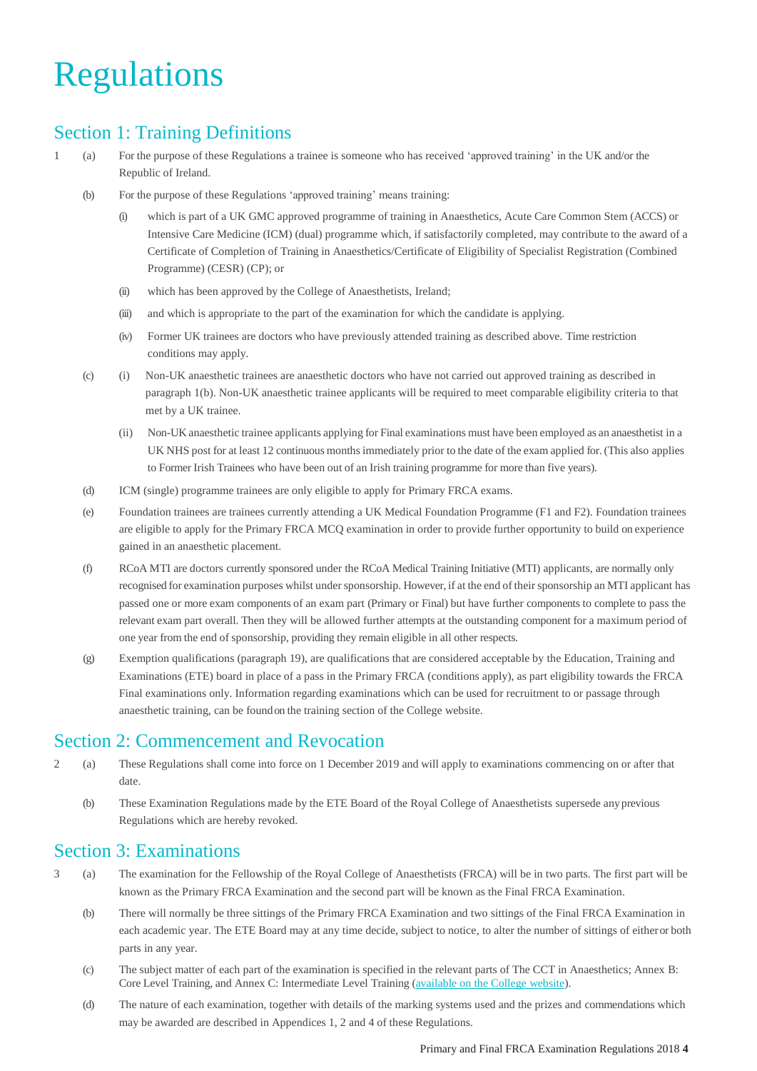# Regulations

## Section 1: Training Definitions

1 (a) For the purpose of these Regulations a trainee is someone who has received 'approved training' in the UK and/or the Republic of Ireland.

(b) For the purpose of these Regulations 'approved training' means training:

(i) which is part of a UK GMC approved programme of training in Anaesthetics, Acute Care Common Stem (ACCS) or Intensive Care Medicine (ICM) (dual) programme which, if satisfactorily completed, may contribute to the award of a Certificate of Completion of Training in Anaesthetics/Certificate of Eligibility of Specialist Registration (Combined Programme) (CESR) (CP); or

(ii) which has been approved by the College of Anaesthetists, Ireland;

(iii) and which is appropriate to the part of the examination for which the candidate is applying.

(iv) Former UK trainees are doctors who have previously attended training as described above. Time restriction conditions may apply.

(c) (i) Non-UK anaesthetic trainees are anaesthetic doctors who have not carried out approved training as described in paragraph 1(b). Non-UK anaesthetic trainee applicants will be required to meet comparable eligibility criteria to that met by a UK trainee.

(ii) Non-UK anaesthetic trainee applicants applying for Final examinations must have been employed as an anaesthetist in a UK NHS post for at least 12 continuous months immediately prior to the date of the exam applied for. (This also applies to Former Irish Trainees who have been out of an Irish training programme for more than five years).

(d) ICM (single) programme trainees are only eligible to apply for Primary FRCA exams.

(e) Foundation trainees are trainees currently attending a UK Medical Foundation Programme (F1 and F2). Foundation trainees are eligible to apply for the Primary FRCA MCQ examination in order to provide further opportunity to build on experience gained in an anaesthetic placement.

(f) RCoA MTI are doctors currently sponsored under the RCoA Medical Training Initiative (MTI) applicants, are normally only recognised for examination purposes whilst under sponsorship. However, if at the end of their sponsorship an MTI applicant has passed one or more exam components of an exam part (Primary or Final) but have further components to complete to pass the relevant exam part overall. Then they will be allowed further attempts at the outstanding component for a maximum period of one year from the end of sponsorship, providing they remain eligible in all other respects.

(g) Exemption qualifications (paragraph 19), are qualifications that are considered acceptable by the Education, Training and Examinations (ETE) board in place of a pass in the Primary FRCA (conditions apply), as part eligibility towards the FRCA Final examinations only. Information regarding examinations which can be used for recruitment to or passage through anaesthetic training, can be found on the training section of the College website.

## Section 2: Commencement and Revocation

2 (a) These Regulations shall come into force on 1 December 2019 and will apply to examinations commencing on or after that date.

(b) These Examination Regulations made by the ETE Board of the Royal College of Anaesthetists supersede any previous Regulations which are hereby revoked.

## Section 3: Examinations

3 (a) The examination for the Fellowship of the Royal College of Anaesthetists (FRCA) will be in two parts. The first part will be known as the Primary FRCA Examination and the second part will be known as the Final FRCA Examination.

(b) There will normally be three sittings of the Primary FRCA Examination and two sittings of the Final FRCA Examination in each academic year. The ETE Board may at any time decide, subject to notice, to alter the number of sittings of either or both parts in any year.

(c) The subject matter of each part of the examination is specified in the relevant parts of The CCT in Anaesthetics; Annex B: Core Level Training, and Annex C: Intermediate Level Training (available on the College website).

(d) The nature of each examination, together with details of the marking systems used and the prizes and commendations which may be awarded are described in Appendices 1, 2 and 4 of these Regulations.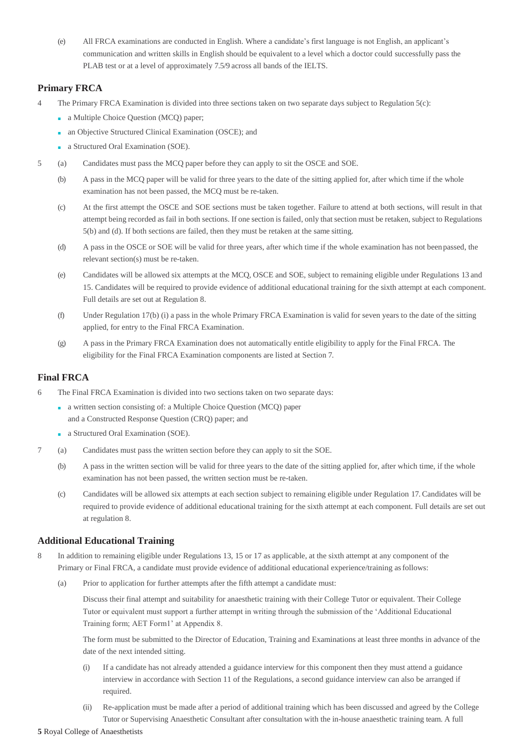(e) All FRCA examinations are conducted in English. Where a candidate's first language is not English, an applicant's communication and written skills in English should be equivalent to a level which a doctor could successfully pass the PLAB test or at a level of approximately 7.5/9 across all bands of the IELTS.

## Primary FRCA

4 The Primary FRCA Examination is divided into three sections taken on two separate days subject to Regulation 5(c):

- a Multiple Choice Question (MCQ) paper;
- an Objective Structured Clinical Examination (OSCE); and
- a Structured Oral Examination (SOE).

5 (a) Candidates must pass the MCQ paper before they can apply to sit the OSCE and SOE.

(b) A pass in the MCQ paper will be valid for three years to the date of the sitting applied for, after which time if the whole examination has not been passed, the MCQ must be re-taken.

(c) At the first attempt the OSCE and SOE sections must be taken together. Failure to attend at both sections, will result in that attempt being recorded as fail in both sections. If one section is failed, only that section must be retaken, subject to Regulations 5(b) and (d). If both sections are failed, then they must be retaken at the same sitting.

(d) A pass in the OSCE or SOE will be valid for three years, after which time if the whole examination has not been passed, the relevant section(s) must be re-taken.

(e) Candidates will be allowed six attempts at the MCQ, OSCE and SOE, subject to remaining eligible under Regulations 13 and 15. Candidates will be required to provide evidence of additional educational training for the sixth attempt at each component. Full details are set out at Regulation 8.

(f) Under Regulation 17(b) (i) a pass in the whole Primary FRCA Examination is valid for seven years to the date of the sitting applied, for entry to the Final FRCA Examination.

(g) A pass in the Primary FRCA Examination does not automatically entitle eligibility to apply for the Final FRCA. The eligibility for the Final FRCA Examination components are listed at Section 7.

## Final FRCA

6 The Final FRCA Examination is divided into two sections taken on two separate days:

- a written section consisting of: a Multiple Choice Question (MCQ) paper and a Constructed Response Question (CRQ) paper; and
- a Structured Oral Examination (SOE).

7 (a) Candidates must pass the written section before they can apply to sit the SOE.

(b) A pass in the written section will be valid for three years to the date of the sitting applied for, after which time, if the whole examination has not been passed, the written section must be re-taken.

(c) Candidates will be allowed six attempts at each section subject to remaining eligible under Regulation 17. Candidates will be required to provide evidence of additional educational training for the sixth attempt at each component. Full details are set out at regulation 8.

## Additional Educational Training

8 In addition to remaining eligible under Regulations 13, 15 or 17 as applicable, at the sixth attempt at any component of the Primary or Final FRCA, a candidate must provide evidence of additional educational experience/training as follows:

(a) Prior to application for further attempts after the fifth attempt a candidate must:

Discuss their final attempt and suitability for anaesthetic training with their College Tutor or equivalent. Their College Tutor or equivalent must support a further attempt in writing through the submission of the 'Additional Educational Training form; AET Form1' at Appendix 8.

The form must be submitted to the Director of Education, Training and Examinations at least three months in advance of the date of the next intended sitting.

(i) If a candidate has not already attended a guidance interview for this component then they must attend a guidance interview in accordance with Section 11 of the Regulations, a second guidance interview can also be arranged if required.

(ii) Re-application must be made after a period of additional training which has been discussed and agreed by the College Tutor or Supervising Anaesthetic Consultant after consultation with the in-house anaesthetic training team. A full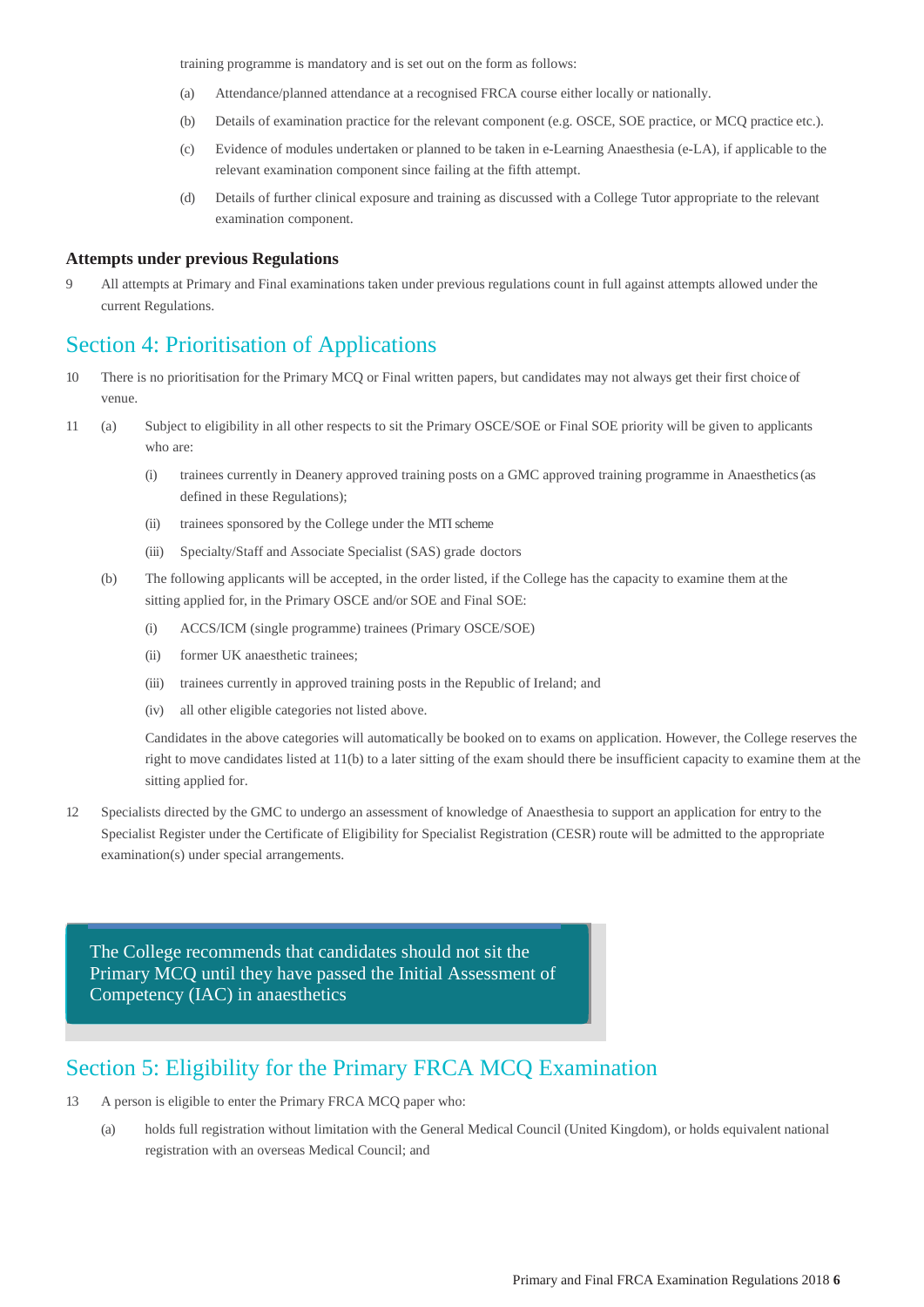training programme is mandatory and is set out on the form as follows:

(a) Attendance/planned attendance at a recognised FRCA course either locally or nationally.

(b) Details of examination practice for the relevant component (e.g. OSCE, SOE practice, or MCQ practice etc.).

(c) Evidence of modules undertaken or planned to be taken in e-Learning Anaesthesia (e-LA), if applicable to the relevant examination component since failing at the fifth attempt.

(d) Details of further clinical exposure and training as discussed with a College Tutor appropriate to the relevant examination component.

### Attempts under previous Regulations

9 All attempts at Primary and Final examinations taken under previous regulations count in full against attempts allowed under the current Regulations.

## Section 4: Prioritisation of Applications

10 There is no prioritisation for the Primary MCQ or Final written papers, but candidates may not always get their first choice of venue.

11 (a) Subject to eligibility in all other respects to sit the Primary OSCE/SOE or Final SOE priority will be given to applicants who are:

(i) trainees currently in Deanery approved training posts on a GMC approved training programme in Anaesthetics (as defined in these Regulations);

(ii) trainees sponsored by the College under the MTI scheme

(iii) Specialty/Staff and Associate Specialist (SAS) grade doctors

(b) The following applicants will be accepted, in the order listed, if the College has the capacity to examine them at the sitting applied for, in the Primary OSCE and/or SOE and Final SOE:

(i) ACCS/ICM (single programme) trainees (Primary OSCE/SOE)

(ii) former UK anaesthetic trainees;

(iii) trainees currently in approved training posts in the Republic of Ireland; and

(iv) all other eligible categories not listed above.

Candidates in the above categories will automatically be booked on to exams on application. However, the College reserves the right to move candidates listed at 11(b) to a later sitting of the exam should there be insufficient capacity to examine them at the sitting applied for.

12 Specialists directed by the GMC to undergo an assessment of knowledge of Anaesthesia to support an application for entry to the Specialist Register under the Certificate of Eligibility for Specialist Registration (CESR) route will be admitted to the appropriate examination(s) under special arrangements.

> The College recommends that candidates should not sit the Primary MCQ until they have passed the Initial Assessment of Competency (IAC) in anaesthetics

## Section 5: Eligibility for the Primary FRCA MCQ Examination

13 A person is eligible to enter the Primary FRCA MCQ paper who:

(a) holds full registration without limitation with the General Medical Council (United Kingdom), or holds equivalent national registration with an overseas Medical Council; and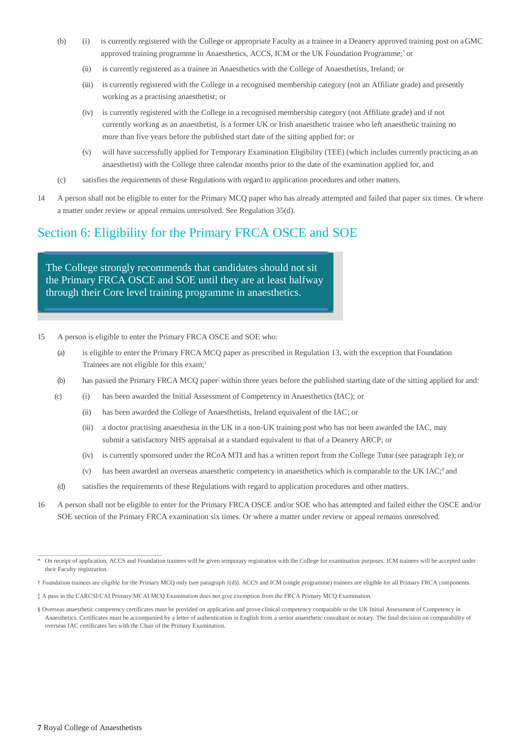(b) (i) is currently registered with the College or appropriate Faculty as a trainee in a Deanery approved training post on a GMC approved training programme in Anaesthetics, ACCS, ICM or the UK Foundation Programme;* or

(ii) is currently registered as a trainee in Anaesthetics with the College of Anaesthetists, Ireland; or

(iii) is currently registered with the College in a recognised membership category (not an Affiliate grade) and presently working as a practising anaesthetist; or

(iv) is currently registered with the College in a recognised membership category (not Affiliate grade) and if not currently working as an anaesthetist, is a former UK or Irish anaesthetic trainee who left anaesthetic training no more than five years before the published start date of the sitting applied for; or

(v) will have successfully applied for Temporary Examination Eligibility (TEE) (which includes currently practicing as an anaesthetist) with the College three calendar months prior to the date of the examination applied for, and

(c) satisfies the requirements of these Regulations with regard to application procedures and other matters.

14 A person shall not be eligible to enter for the Primary MCQ paper who has already attempted and failed that paper six times. Or where a matter under review or appeal remains unresolved. See Regulation 35(d).

## Section 6: Eligibility for the Primary FRCA OSCE and SOE

> The College strongly recommends that candidates should not sit the Primary FRCA OSCE and SOE until they are at least halfway through their Core level training programme in anaesthetics.

15 A person is eligible to enter the Primary FRCA OSCE and SOE who:

(a) is eligible to enter the Primary FRCA MCQ paper as prescribed in Regulation 13, with the exception that Foundation Trainees are not eligible for this exam;†

(b) has passed the Primary FRCA MCQ paper‡ within three years before the published starting date of the sitting applied for and:

(c) (i) has been awarded the Initial Assessment of Competency in Anaesthetics (IAC); or

(ii) has been awarded the College of Anaesthetists, Ireland equivalent of the IAC; or

(iii) a doctor practising anaesthesia in the UK in a non-UK training post who has not been awarded the IAC, may submit a satisfactory NHS appraisal at a standard equivalent to that of a Deanery ARCP; or

(iv) is currently sponsored under the RCoA MTI and has a written report from the College Tutor (see paragraph 1e); or

(v) has been awarded an overseas anaesthetic competency in anaesthetics which is comparable to the UK IAC;§ and

(d) satisfies the requirements of these Regulations with regard to application procedures and other matters.

16 A person shall not be eligible to enter for the Primary FRCA OSCE and/or SOE who has attempted and failed either the OSCE and/or SOE section of the Primary FRCA examination six times. Or where a matter under review or appeal remains unresolved.

---

\* On receipt of application, ACCS and Foundation trainees will be given temporary registration with the College for examination purposes. ICM trainees will be accepted under their Faculty registration.

† Foundation trainees are eligible for the Primary MCQ only (see paragraph 1(d)). ACCS and ICM (single programme) trainees are eligible for all Primary FRCA components.

‡ A pass in the CARCSI/CAI Primary/MCAI MCQ Examination does not give exemption from the FRCA Primary MCQ Examination.

§ Overseas anaesthetic competency certificates must be provided on application and prove clinical competency comparable to the UK Initial Assessment of Competency in Anaesthetics. Certificates must be accompanied by a letter of authentication in English from a senior anaesthetic consultant or notary. The final decision on comparability of overseas IAC certificates lies with the Chair of the Primary Examination.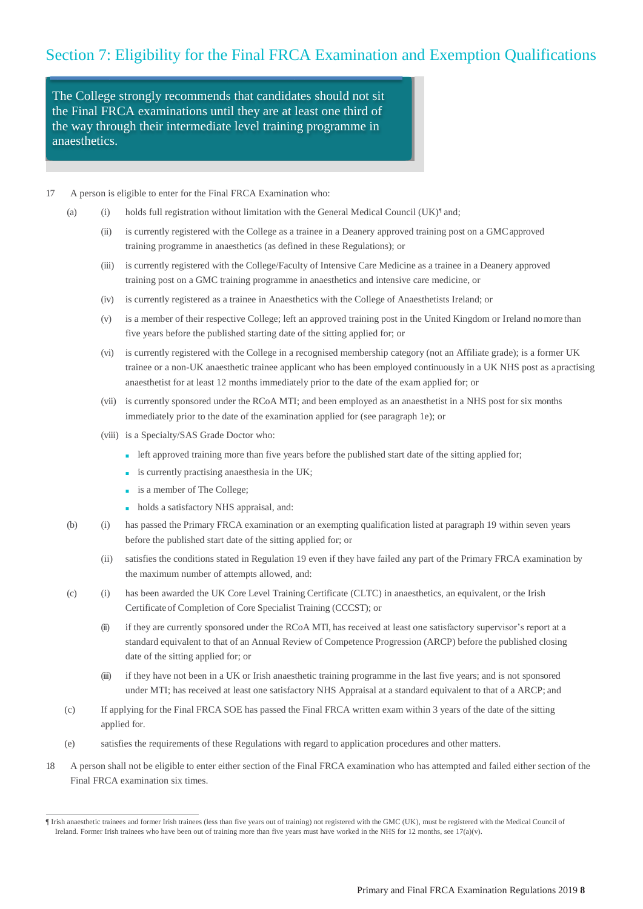## Section 7: Eligibility for the Final FRCA Examination and Exemption Qualifications

> The College strongly recommends that candidates should not sit the Final FRCA examinations until they are at least one third of the way through their intermediate level training programme in anaesthetics.

17 A person is eligible to enter for the Final FRCA Examination who:

(a) (i) holds full registration without limitation with the General Medical Council (UK)¶ and;

(ii) is currently registered with the College as a trainee in a Deanery approved training post on a GMC approved training programme in anaesthetics (as defined in these Regulations); or

(iii) is currently registered with the College/Faculty of Intensive Care Medicine as a trainee in a Deanery approved training post on a GMC training programme in anaesthetics and intensive care medicine, or

(iv) is currently registered as a trainee in Anaesthetics with the College of Anaesthetists Ireland; or

(v) is a member of their respective College; left an approved training post in the United Kingdom or Ireland no more than five years before the published starting date of the sitting applied for; or

(vi) is currently registered with the College in a recognised membership category (not an Affiliate grade); is a former UK trainee or a non-UK anaesthetic trainee applicant who has been employed continuously in a UK NHS post as a practising anaesthetist for at least 12 months immediately prior to the date of the exam applied for; or

(vii) is currently sponsored under the RCoA MTI; and been employed as an anaesthetist in a NHS post for six months immediately prior to the date of the examination applied for (see paragraph 1e); or

(viii) is a Specialty/SAS Grade Doctor who:

- left approved training more than five years before the published start date of the sitting applied for;
- is currently practising anaesthesia in the UK;
- is a member of The College;
- holds a satisfactory NHS appraisal, and:

(b) (i) has passed the Primary FRCA examination or an exempting qualification listed at paragraph 19 within seven years before the published start date of the sitting applied for; or

(ii) satisfies the conditions stated in Regulation 19 even if they have failed any part of the Primary FRCA examination by the maximum number of attempts allowed, and:

(c) (i) has been awarded the UK Core Level Training Certificate (CLTC) in anaesthetics, an equivalent, or the Irish Certificate of Completion of Core Specialist Training (CCCST); or

(ii) if they are currently sponsored under the RCoA MTI, has received at least one satisfactory supervisor's report at a standard equivalent to that of an Annual Review of Competence Progression (ARCP) before the published closing date of the sitting applied for; or

(iii) if they have not been in a UK or Irish anaesthetic training programme in the last five years; and is not sponsored under MTI; has received at least one satisfactory NHS Appraisal at a standard equivalent to that of a ARCP; and

(c) If applying for the Final FRCA SOE has passed the Final FRCA written exam within 3 years of the date of the sitting applied for.

(e) satisfies the requirements of these Regulations with regard to application procedures and other matters.

18 A person shall not be eligible to enter either section of the Final FRCA examination who has attempted and failed either section of the Final FRCA examination six times.

---

¶ Irish anaesthetic trainees and former Irish trainees (less than five years out of training) not registered with the GMC (UK), must be registered with the Medical Council of Ireland. Former Irish trainees who have been out of training more than five years must have worked in the NHS for 12 months, see 17(a)(v).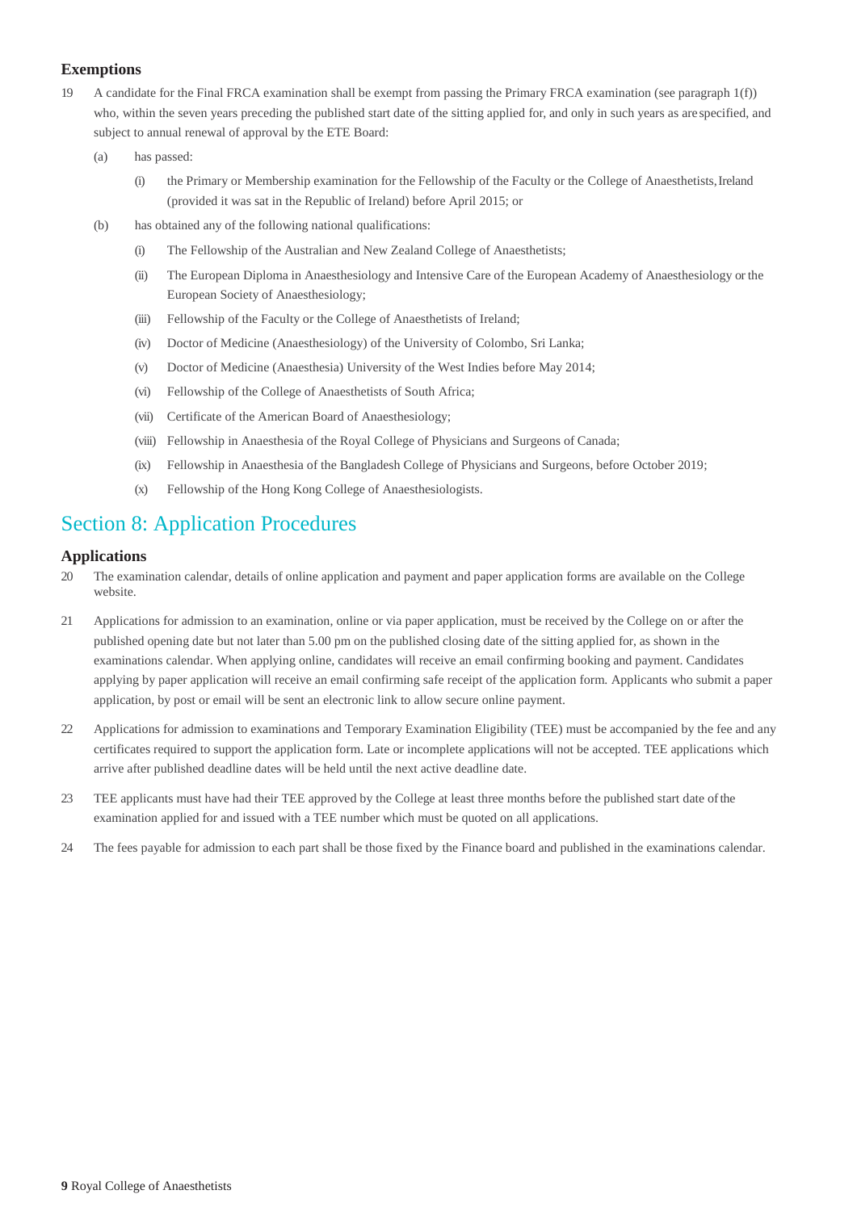### Exemptions

19 A candidate for the Final FRCA examination shall be exempt from passing the Primary FRCA examination (see paragraph 1(f)) who, within the seven years preceding the published start date of the sitting applied for, and only in such years as are specified, and subject to annual renewal of approval by the ETE Board:

- (a) has passed:
  - (i) the Primary or Membership examination for the Fellowship of the Faculty or the College of Anaesthetists, Ireland (provided it was sat in the Republic of Ireland) before April 2015; or
- (b) has obtained any of the following national qualifications:
  - (i) The Fellowship of the Australian and New Zealand College of Anaesthetists;
  - (ii) The European Diploma in Anaesthesiology and Intensive Care of the European Academy of Anaesthesiology or the European Society of Anaesthesiology;
  - (iii) Fellowship of the Faculty or the College of Anaesthetists of Ireland;
  - (iv) Doctor of Medicine (Anaesthesiology) of the University of Colombo, Sri Lanka;
  - (v) Doctor of Medicine (Anaesthesia) University of the West Indies before May 2014;
  - (vi) Fellowship of the College of Anaesthetists of South Africa;
  - (vii) Certificate of the American Board of Anaesthesiology;
  - (viii) Fellowship in Anaesthesia of the Royal College of Physicians and Surgeons of Canada;
  - (ix) Fellowship in Anaesthesia of the Bangladesh College of Physicians and Surgeons, before October 2019;
  - (x) Fellowship of the Hong Kong College of Anaesthesiologists.

## Section 8: Application Procedures

### Applications

20 The examination calendar, details of online application and payment and paper application forms are available on the College website.

21 Applications for admission to an examination, online or via paper application, must be received by the College on or after the published opening date but not later than 5.00 pm on the published closing date of the sitting applied for, as shown in the examinations calendar. When applying online, candidates will receive an email confirming booking and payment. Candidates applying by paper application will receive an email confirming safe receipt of the application form. Applicants who submit a paper application, by post or email will be sent an electronic link to allow secure online payment.

22 Applications for admission to examinations and Temporary Examination Eligibility (TEE) must be accompanied by the fee and any certificates required to support the application form. Late or incomplete applications will not be accepted. TEE applications which arrive after published deadline dates will be held until the next active deadline date.

23 TEE applicants must have had their TEE approved by the College at least three months before the published start date of the examination applied for and issued with a TEE number which must be quoted on all applications.

24 The fees payable for admission to each part shall be those fixed by the Finance board and published in the examinations calendar.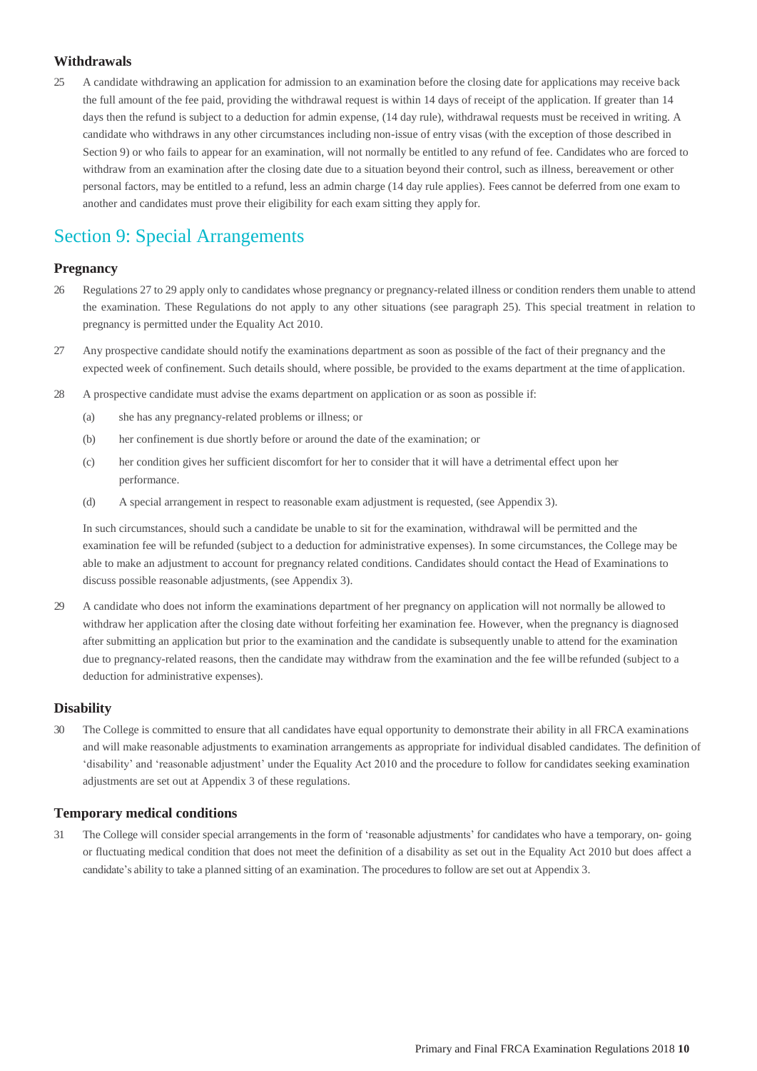### Withdrawals

25 A candidate withdrawing an application for admission to an examination before the closing date for applications may receive back the full amount of the fee paid, providing the withdrawal request is within 14 days of receipt of the application. If greater than 14 days then the refund is subject to a deduction for admin expense, (14 day rule), withdrawal requests must be received in writing. A candidate who withdraws in any other circumstances including non-issue of entry visas (with the exception of those described in Section 9) or who fails to appear for an examination, will not normally be entitled to any refund of fee. Candidates who are forced to withdraw from an examination after the closing date due to a situation beyond their control, such as illness, bereavement or other personal factors, may be entitled to a refund, less an admin charge (14 day rule applies). Fees cannot be deferred from one exam to another and candidates must prove their eligibility for each exam sitting they apply for.

## Section 9: Special Arrangements

### Pregnancy

26 Regulations 27 to 29 apply only to candidates whose pregnancy or pregnancy-related illness or condition renders them unable to attend the examination. These Regulations do not apply to any other situations (see paragraph 25). This special treatment in relation to pregnancy is permitted under the Equality Act 2010.

27 Any prospective candidate should notify the examinations department as soon as possible of the fact of their pregnancy and the expected week of confinement. Such details should, where possible, be provided to the exams department at the time of application.

28 A prospective candidate must advise the exams department on application or as soon as possible if:

(a) she has any pregnancy-related problems or illness; or

(b) her confinement is due shortly before or around the date of the examination; or

(c) her condition gives her sufficient discomfort for her to consider that it will have a detrimental effect upon her performance.

(d) A special arrangement in respect to reasonable exam adjustment is requested, (see Appendix 3).

In such circumstances, should such a candidate be unable to sit for the examination, withdrawal will be permitted and the examination fee will be refunded (subject to a deduction for administrative expenses). In some circumstances, the College may be able to make an adjustment to account for pregnancy related conditions. Candidates should contact the Head of Examinations to discuss possible reasonable adjustments, (see Appendix 3).

29 A candidate who does not inform the examinations department of her pregnancy on application will not normally be allowed to withdraw her application after the closing date without forfeiting her examination fee. However, when the pregnancy is diagnosed after submitting an application but prior to the examination and the candidate is subsequently unable to attend for the examination due to pregnancy-related reasons, then the candidate may withdraw from the examination and the fee will be refunded (subject to a deduction for administrative expenses).

### Disability

30 The College is committed to ensure that all candidates have equal opportunity to demonstrate their ability in all FRCA examinations and will make reasonable adjustments to examination arrangements as appropriate for individual disabled candidates. The definition of 'disability' and 'reasonable adjustment' under the Equality Act 2010 and the procedure to follow for candidates seeking examination adjustments are set out at Appendix 3 of these regulations.

### Temporary medical conditions

31 The College will consider special arrangements in the form of 'reasonable adjustments' for candidates who have a temporary, on- going or fluctuating medical condition that does not meet the definition of a disability as set out in the Equality Act 2010 but does affect a candidate's ability to take a planned sitting of an examination. The procedures to follow are set out at Appendix 3.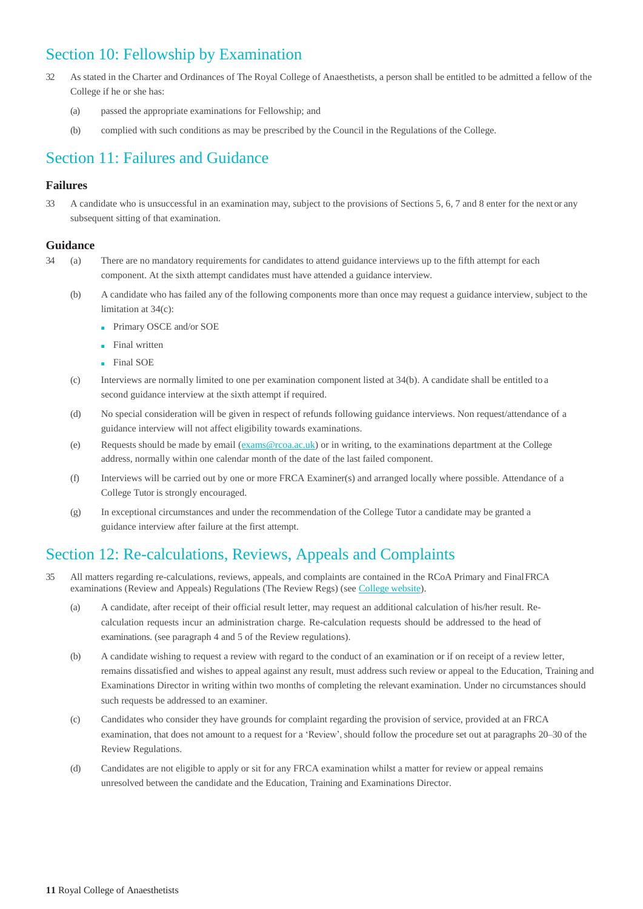## Section 10: Fellowship by Examination

32 As stated in the Charter and Ordinances of The Royal College of Anaesthetists, a person shall be entitled to be admitted a fellow of the College if he or she has:

(a) passed the appropriate examinations for Fellowship; and

(b) complied with such conditions as may be prescribed by the Council in the Regulations of the College.

## Section 11: Failures and Guidance

### Failures

33 A candidate who is unsuccessful in an examination may, subject to the provisions of Sections 5, 6, 7 and 8 enter for the next or any subsequent sitting of that examination.

### Guidance

34 (a) There are no mandatory requirements for candidates to attend guidance interviews up to the fifth attempt for each component. At the sixth attempt candidates must have attended a guidance interview.

(b) A candidate who has failed any of the following components more than once may request a guidance interview, subject to the limitation at 34(c):

- Primary OSCE and/or SOE
- Final written
- Final SOE

(c) Interviews are normally limited to one per examination component listed at 34(b). A candidate shall be entitled to a second guidance interview at the sixth attempt if required.

(d) No special consideration will be given in respect of refunds following guidance interviews. Non request/attendance of a guidance interview will not affect eligibility towards examinations.

(e) Requests should be made by email (exams@rcoa.ac.uk) or in writing, to the examinations department at the College address, normally within one calendar month of the date of the last failed component.

(f) Interviews will be carried out by one or more FRCA Examiner(s) and arranged locally where possible. Attendance of a College Tutor is strongly encouraged.

(g) In exceptional circumstances and under the recommendation of the College Tutor a candidate may be granted a guidance interview after failure at the first attempt.

## Section 12: Re-calculations, Reviews, Appeals and Complaints

35 All matters regarding re-calculations, reviews, appeals, and complaints are contained in the RCoA Primary and Final FRCA examinations (Review and Appeals) Regulations (The Review Regs) (see College website).

(a) A candidate, after receipt of their official result letter, may request an additional calculation of his/her result. Re-calculation requests incur an administration charge. Re-calculation requests should be addressed to the head of examinations. (see paragraph 4 and 5 of the Review regulations).

(b) A candidate wishing to request a review with regard to the conduct of an examination or if on receipt of a review letter, remains dissatisfied and wishes to appeal against any result, must address such review or appeal to the Education, Training and Examinations Director in writing within two months of completing the relevant examination. Under no circumstances should such requests be addressed to an examiner.

(c) Candidates who consider they have grounds for complaint regarding the provision of service, provided at an FRCA examination, that does not amount to a request for a 'Review', should follow the procedure set out at paragraphs 20–30 of the Review Regulations.

(d) Candidates are not eligible to apply or sit for any FRCA examination whilst a matter for review or appeal remains unresolved between the candidate and the Education, Training and Examinations Director.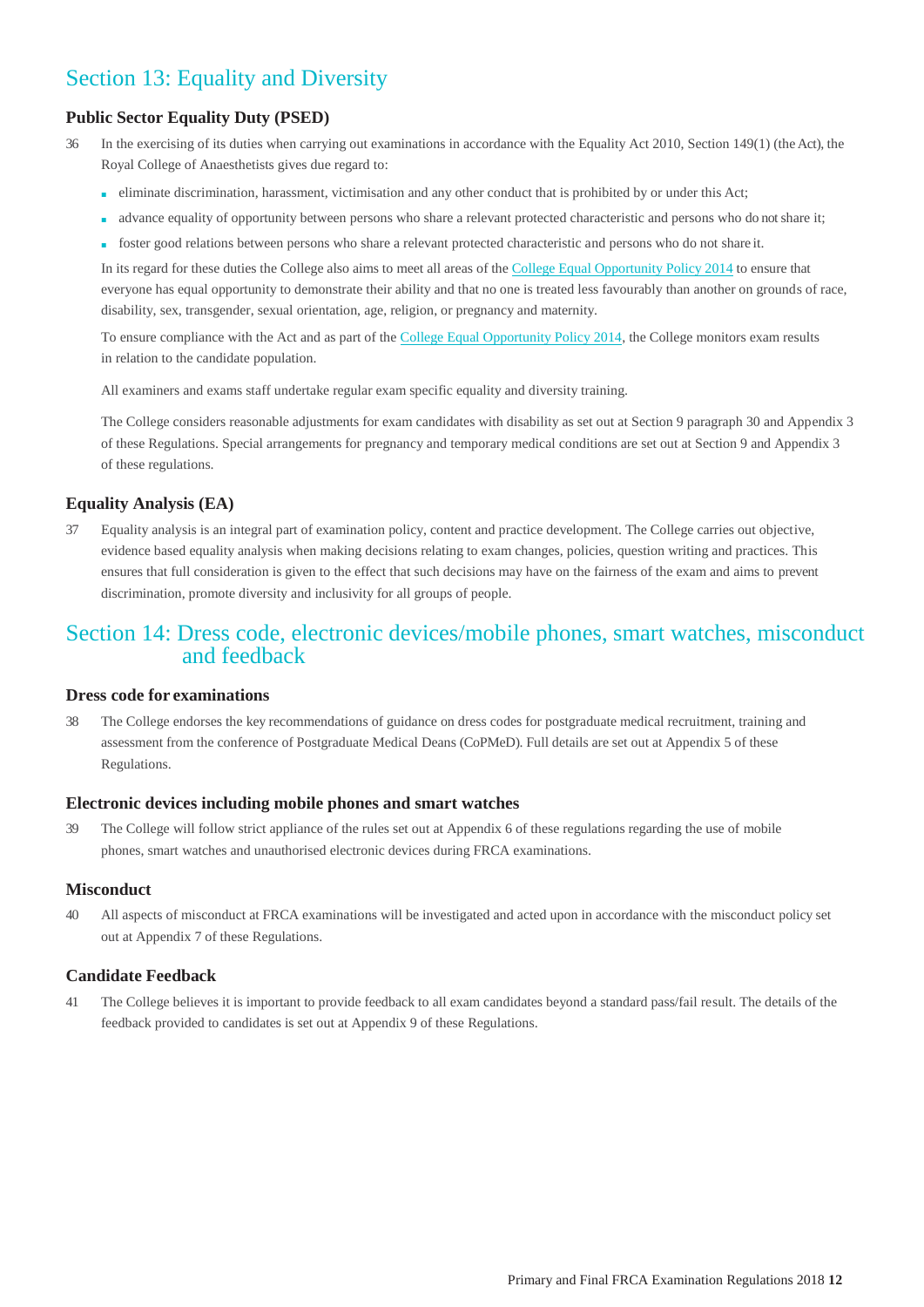## Section 13: Equality and Diversity

### Public Sector Equality Duty (PSED)

36 In the exercising of its duties when carrying out examinations in accordance with the Equality Act 2010, Section 149(1) (the Act), the Royal College of Anaesthetists gives due regard to:

- eliminate discrimination, harassment, victimisation and any other conduct that is prohibited by or under this Act;
- advance equality of opportunity between persons who share a relevant protected characteristic and persons who do not share it;
- foster good relations between persons who share a relevant protected characteristic and persons who do not share it.

In its regard for these duties the College also aims to meet all areas of the College Equal Opportunity Policy 2014 to ensure that everyone has equal opportunity to demonstrate their ability and that no one is treated less favourably than another on grounds of race, disability, sex, transgender, sexual orientation, age, religion, or pregnancy and maternity.

To ensure compliance with the Act and as part of the College Equal Opportunity Policy 2014, the College monitors exam results in relation to the candidate population.

All examiners and exams staff undertake regular exam specific equality and diversity training.

The College considers reasonable adjustments for exam candidates with disability as set out at Section 9 paragraph 30 and Appendix 3 of these Regulations. Special arrangements for pregnancy and temporary medical conditions are set out at Section 9 and Appendix 3 of these regulations.

### Equality Analysis (EA)

37 Equality analysis is an integral part of examination policy, content and practice development. The College carries out objective, evidence based equality analysis when making decisions relating to exam changes, policies, question writing and practices. This ensures that full consideration is given to the effect that such decisions may have on the fairness of the exam and aims to prevent discrimination, promote diversity and inclusivity for all groups of people.

## Section 14: Dress code, electronic devices/mobile phones, smart watches, misconduct and feedback

### Dress code for examinations

38 The College endorses the key recommendations of guidance on dress codes for postgraduate medical recruitment, training and assessment from the conference of Postgraduate Medical Deans (CoPMeD). Full details are set out at Appendix 5 of these Regulations.

### Electronic devices including mobile phones and smart watches

39 The College will follow strict appliance of the rules set out at Appendix 6 of these regulations regarding the use of mobile phones, smart watches and unauthorised electronic devices during FRCA examinations.

### Misconduct

40 All aspects of misconduct at FRCA examinations will be investigated and acted upon in accordance with the misconduct policy set out at Appendix 7 of these Regulations.

### Candidate Feedback

41 The College believes it is important to provide feedback to all exam candidates beyond a standard pass/fail result. The details of the feedback provided to candidates is set out at Appendix 9 of these Regulations.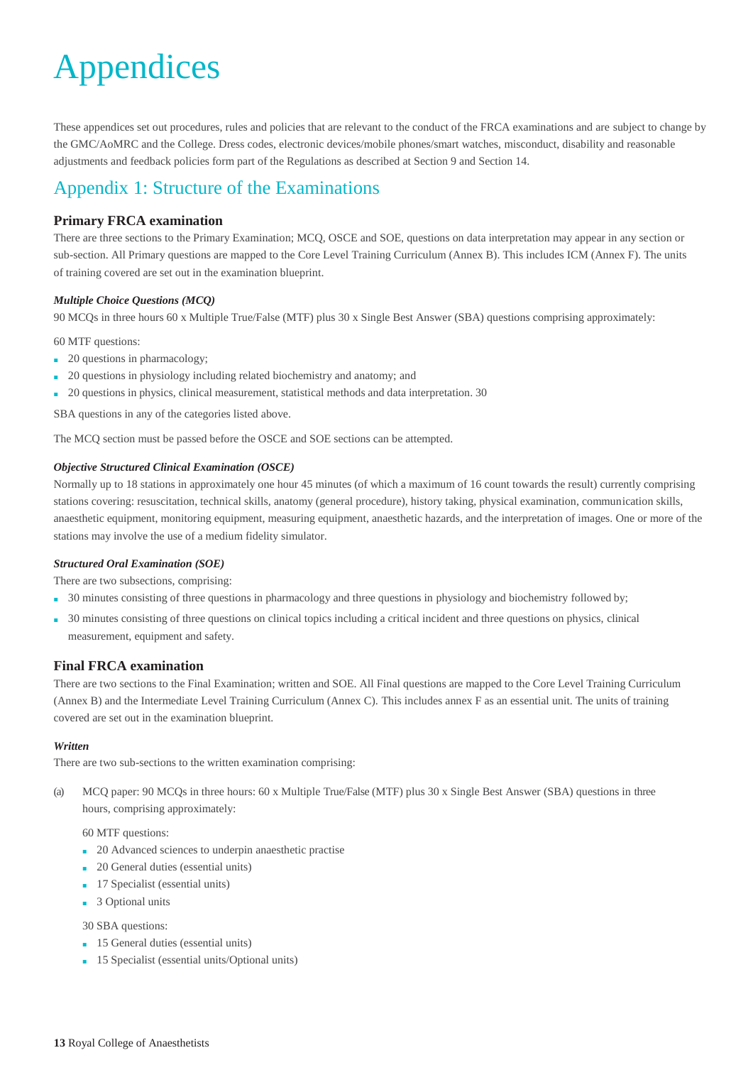# Appendices

These appendices set out procedures, rules and policies that are relevant to the conduct of the FRCA examinations and are subject to change by the GMC/AoMRC and the College. Dress codes, electronic devices/mobile phones/smart watches, misconduct, disability and reasonable adjustments and feedback policies form part of the Regulations as described at Section 9 and Section 14.

## Appendix 1: Structure of the Examinations

### Primary FRCA examination

There are three sections to the Primary Examination; MCQ, OSCE and SOE, questions on data interpretation may appear in any section or sub-section. All Primary questions are mapped to the Core Level Training Curriculum (Annex B). This includes ICM (Annex F). The units of training covered are set out in the examination blueprint.

#### *Multiple Choice Questions (MCQ)*

90 MCQs in three hours 60 x Multiple True/False (MTF) plus 30 x Single Best Answer (SBA) questions comprising approximately:

60 MTF questions:

- 20 questions in pharmacology;
- 20 questions in physiology including related biochemistry and anatomy; and
- 20 questions in physics, clinical measurement, statistical methods and data interpretation. 30

SBA questions in any of the categories listed above.

The MCQ section must be passed before the OSCE and SOE sections can be attempted.

#### *Objective Structured Clinical Examination (OSCE)*

Normally up to 18 stations in approximately one hour 45 minutes (of which a maximum of 16 count towards the result) currently comprising stations covering: resuscitation, technical skills, anatomy (general procedure), history taking, physical examination, communication skills, anaesthetic equipment, monitoring equipment, measuring equipment, anaesthetic hazards, and the interpretation of images. One or more of the stations may involve the use of a medium fidelity simulator.

#### *Structured Oral Examination (SOE)*

There are two subsections, comprising:

- 30 minutes consisting of three questions in pharmacology and three questions in physiology and biochemistry followed by;
- 30 minutes consisting of three questions on clinical topics including a critical incident and three questions on physics, clinical measurement, equipment and safety.

### Final FRCA examination

There are two sections to the Final Examination; written and SOE. All Final questions are mapped to the Core Level Training Curriculum (Annex B) and the Intermediate Level Training Curriculum (Annex C). This includes annex F as an essential unit. The units of training covered are set out in the examination blueprint.

#### *Written*

There are two sub-sections to the written examination comprising:

(a) MCQ paper: 90 MCQs in three hours: 60 x Multiple True/False (MTF) plus 30 x Single Best Answer (SBA) questions in three hours, comprising approximately:

  60 MTF questions:

  - 20 Advanced sciences to underpin anaesthetic practise
  - 20 General duties (essential units)
  - 17 Specialist (essential units)
  - 3 Optional units

  30 SBA questions:

  - 15 General duties (essential units)
  - 15 Specialist (essential units/Optional units)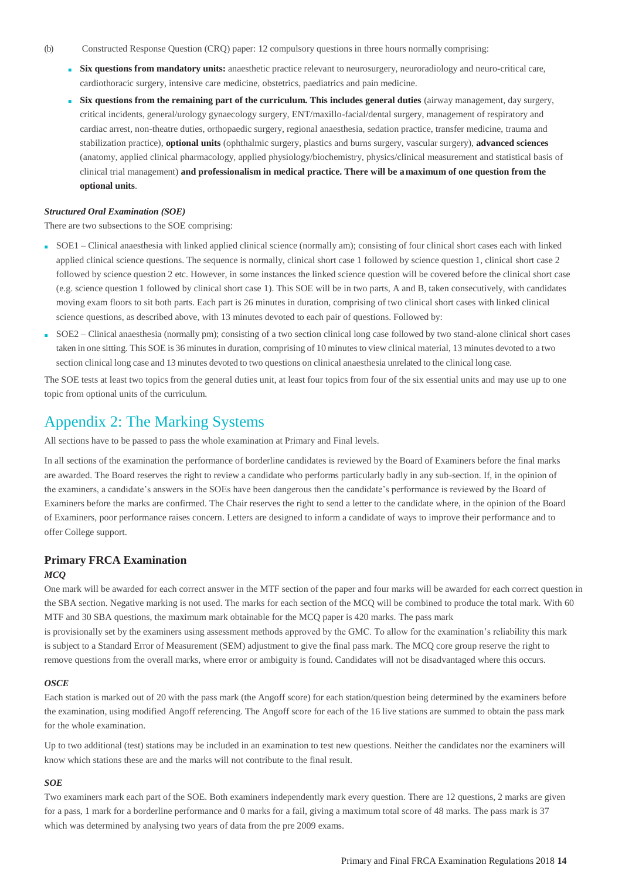(b) Constructed Response Question (CRQ) paper: 12 compulsory questions in three hours normally comprising:

- **Six questions from mandatory units:** anaesthetic practice relevant to neurosurgery, neuroradiology and neuro-critical care, cardiothoracic surgery, intensive care medicine, obstetrics, paediatrics and pain medicine.
- **Six questions from the remaining part of the curriculum. This includes general duties** (airway management, day surgery, critical incidents, general/urology gynaecology surgery, ENT/maxillo-facial/dental surgery, management of respiratory and cardiac arrest, non-theatre duties, orthopaedic surgery, regional anaesthesia, sedation practice, transfer medicine, trauma and stabilization practice), **optional units** (ophthalmic surgery, plastics and burns surgery, vascular surgery), **advanced sciences** (anatomy, applied clinical pharmacology, applied physiology/biochemistry, physics/clinical measurement and statistical basis of clinical trial management) **and professionalism in medical practice. There will be a maximum of one question from the optional units**.

***Structured Oral Examination (SOE)***

There are two subsections to the SOE comprising:

- SOE1 – Clinical anaesthesia with linked applied clinical science (normally am); consisting of four clinical short cases each with linked applied clinical science questions. The sequence is normally, clinical short case 1 followed by science question 1, clinical short case 2 followed by science question 2 etc. However, in some instances the linked science question will be covered before the clinical short case (e.g. science question 1 followed by clinical short case 1). This SOE will be in two parts, A and B, taken consecutively, with candidates moving exam floors to sit both parts. Each part is 26 minutes in duration, comprising of two clinical short cases with linked clinical science questions, as described above, with 13 minutes devoted to each pair of questions. Followed by:
- SOE2 – Clinical anaesthesia (normally pm); consisting of a two section clinical long case followed by two stand-alone clinical short cases taken in one sitting. This SOE is 36 minutes in duration, comprising of 10 minutes to view clinical material, 13 minutes devoted to a two section clinical long case and 13 minutes devoted to two questions on clinical anaesthesia unrelated to the clinical long case.

The SOE tests at least two topics from the general duties unit, at least four topics from four of the six essential units and may use up to one topic from optional units of the curriculum.

## Appendix 2: The Marking Systems

All sections have to be passed to pass the whole examination at Primary and Final levels.

In all sections of the examination the performance of borderline candidates is reviewed by the Board of Examiners before the final marks are awarded. The Board reserves the right to review a candidate who performs particularly badly in any sub-section. If, in the opinion of the examiners, a candidate's answers in the SOEs have been dangerous then the candidate's performance is reviewed by the Board of Examiners before the marks are confirmed. The Chair reserves the right to send a letter to the candidate where, in the opinion of the Board of Examiners, poor performance raises concern. Letters are designed to inform a candidate of ways to improve their performance and to offer College support.

### Primary FRCA Examination

***MCQ***

One mark will be awarded for each correct answer in the MTF section of the paper and four marks will be awarded for each correct question in the SBA section. Negative marking is not used. The marks for each section of the MCQ will be combined to produce the total mark. With 60 MTF and 30 SBA questions, the maximum mark obtainable for the MCQ paper is 420 marks. The pass mark is provisionally set by the examiners using assessment methods approved by the GMC. To allow for the examination's reliability this mark is subject to a Standard Error of Measurement (SEM) adjustment to give the final pass mark. The MCQ core group reserve the right to remove questions from the overall marks, where error or ambiguity is found. Candidates will not be disadvantaged where this occurs.

***OSCE***

Each station is marked out of 20 with the pass mark (the Angoff score) for each station/question being determined by the examiners before the examination, using modified Angoff referencing. The Angoff score for each of the 16 live stations are summed to obtain the pass mark for the whole examination.

Up to two additional (test) stations may be included in an examination to test new questions. Neither the candidates nor the examiners will know which stations these are and the marks will not contribute to the final result.

***SOE***

Two examiners mark each part of the SOE. Both examiners independently mark every question. There are 12 questions, 2 marks are given for a pass, 1 mark for a borderline performance and 0 marks for a fail, giving a maximum total score of 48 marks. The pass mark is 37 which was determined by analysing two years of data from the pre 2009 exams.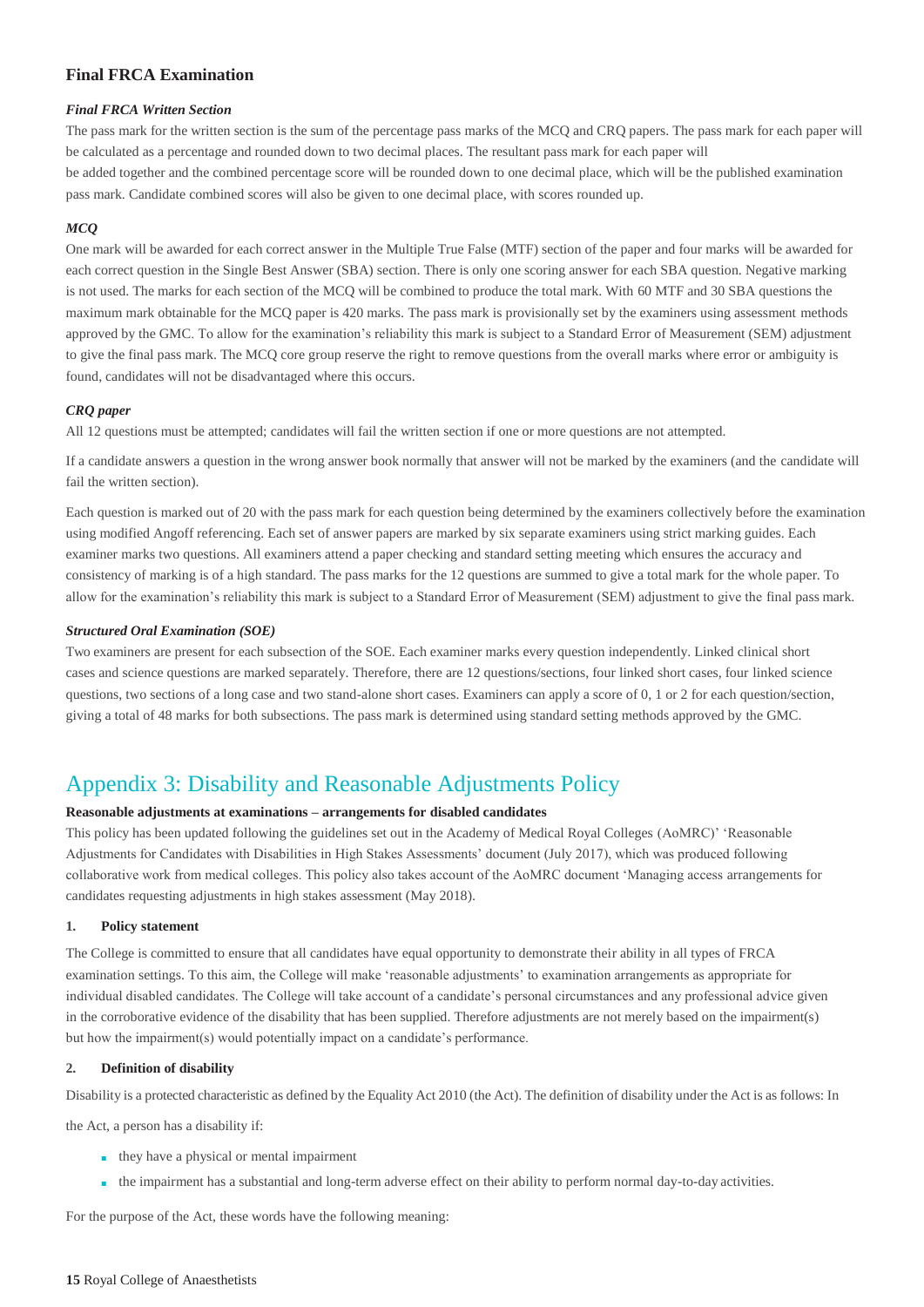### Final FRCA Examination

#### *Final FRCA Written Section*

The pass mark for the written section is the sum of the percentage pass marks of the MCQ and CRQ papers. The pass mark for each paper will be calculated as a percentage and rounded down to two decimal places. The resultant pass mark for each paper will be added together and the combined percentage score will be rounded down to one decimal place, which will be the published examination pass mark. Candidate combined scores will also be given to one decimal place, with scores rounded up.

#### *MCQ*

One mark will be awarded for each correct answer in the Multiple True False (MTF) section of the paper and four marks will be awarded for each correct question in the Single Best Answer (SBA) section. There is only one scoring answer for each SBA question. Negative marking is not used. The marks for each section of the MCQ will be combined to produce the total mark. With 60 MTF and 30 SBA questions the maximum mark obtainable for the MCQ paper is 420 marks. The pass mark is provisionally set by the examiners using assessment methods approved by the GMC. To allow for the examination's reliability this mark is subject to a Standard Error of Measurement (SEM) adjustment to give the final pass mark. The MCQ core group reserve the right to remove questions from the overall marks where error or ambiguity is found, candidates will not be disadvantaged where this occurs.

#### *CRQ paper*

All 12 questions must be attempted; candidates will fail the written section if one or more questions are not attempted.

If a candidate answers a question in the wrong answer book normally that answer will not be marked by the examiners (and the candidate will fail the written section).

Each question is marked out of 20 with the pass mark for each question being determined by the examiners collectively before the examination using modified Angoff referencing. Each set of answer papers are marked by six separate examiners using strict marking guides. Each examiner marks two questions. All examiners attend a paper checking and standard setting meeting which ensures the accuracy and consistency of marking is of a high standard. The pass marks for the 12 questions are summed to give a total mark for the whole paper. To allow for the examination's reliability this mark is subject to a Standard Error of Measurement (SEM) adjustment to give the final pass mark.

#### *Structured Oral Examination (SOE)*

Two examiners are present for each subsection of the SOE. Each examiner marks every question independently. Linked clinical short cases and science questions are marked separately. Therefore, there are 12 questions/sections, four linked short cases, four linked science questions, two sections of a long case and two stand-alone short cases. Examiners can apply a score of 0, 1 or 2 for each question/section, giving a total of 48 marks for both subsections. The pass mark is determined using standard setting methods approved by the GMC.

## Appendix 3: Disability and Reasonable Adjustments Policy

**Reasonable adjustments at examinations – arrangements for disabled candidates**

This policy has been updated following the guidelines set out in the Academy of Medical Royal Colleges (AoMRC)' 'Reasonable Adjustments for Candidates with Disabilities in High Stakes Assessments' document (July 2017), which was produced following collaborative work from medical colleges. This policy also takes account of the AoMRC document 'Managing access arrangements for candidates requesting adjustments in high stakes assessment (May 2018).

**1. Policy statement**

The College is committed to ensure that all candidates have equal opportunity to demonstrate their ability in all types of FRCA examination settings. To this aim, the College will make 'reasonable adjustments' to examination arrangements as appropriate for individual disabled candidates. The College will take account of a candidate's personal circumstances and any professional advice given in the corroborative evidence of the disability that has been supplied. Therefore adjustments are not merely based on the impairment(s) but how the impairment(s) would potentially impact on a candidate's performance.

**2. Definition of disability**

Disability is a protected characteristic as defined by the Equality Act 2010 (the Act). The definition of disability under the Act is as follows: In the Act, a person has a disability if:

- they have a physical or mental impairment
- the impairment has a substantial and long-term adverse effect on their ability to perform normal day-to-day activities.

For the purpose of the Act, these words have the following meaning: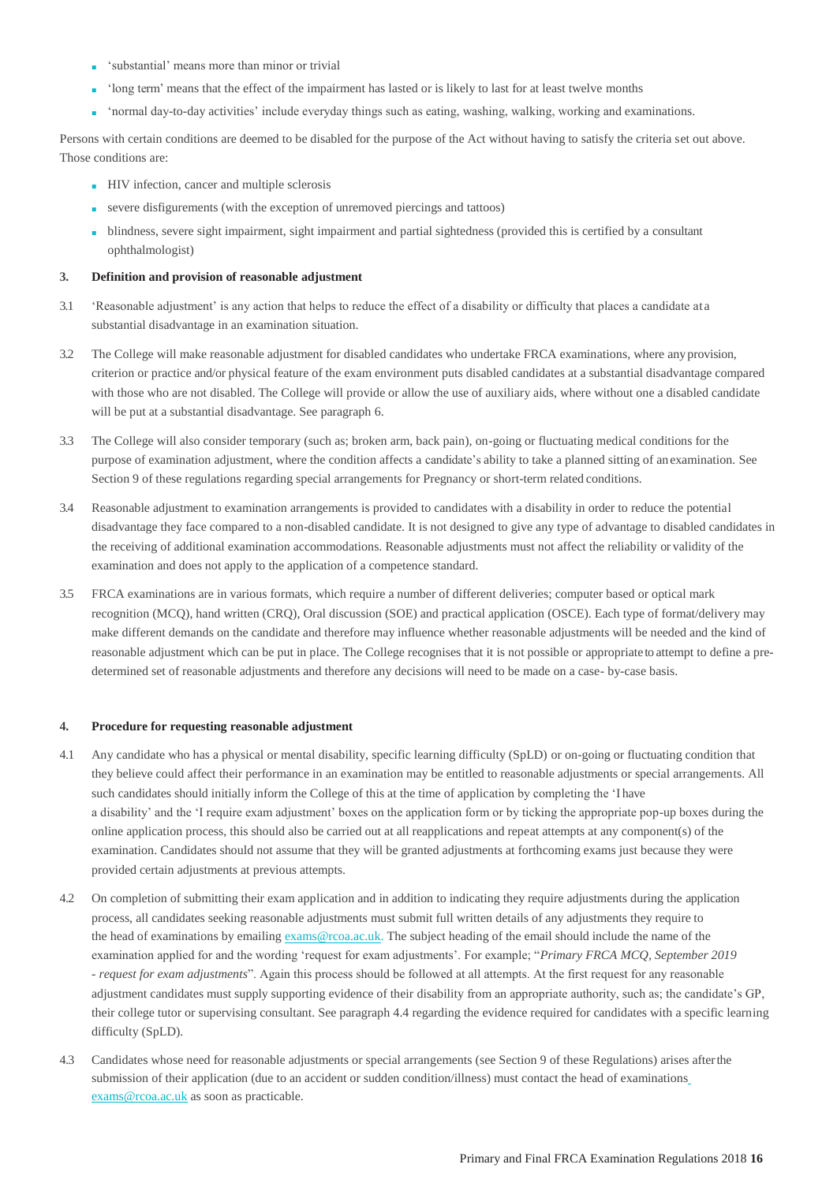- 'substantial' means more than minor or trivial
- 'long term' means that the effect of the impairment has lasted or is likely to last for at least twelve months
- 'normal day-to-day activities' include everyday things such as eating, washing, walking, working and examinations.

Persons with certain conditions are deemed to be disabled for the purpose of the Act without having to satisfy the criteria set out above. Those conditions are:

- HIV infection, cancer and multiple sclerosis
- severe disfigurements (with the exception of unremoved piercings and tattoos)
- blindness, severe sight impairment, sight impairment and partial sightedness (provided this is certified by a consultant ophthalmologist)

### 3. Definition and provision of reasonable adjustment

3.1 'Reasonable adjustment' is any action that helps to reduce the effect of a disability or difficulty that places a candidate at a substantial disadvantage in an examination situation.

3.2 The College will make reasonable adjustment for disabled candidates who undertake FRCA examinations, where any provision, criterion or practice and/or physical feature of the exam environment puts disabled candidates at a substantial disadvantage compared with those who are not disabled. The College will provide or allow the use of auxiliary aids, where without one a disabled candidate will be put at a substantial disadvantage. See paragraph 6.

3.3 The College will also consider temporary (such as; broken arm, back pain), on-going or fluctuating medical conditions for the purpose of examination adjustment, where the condition affects a candidate's ability to take a planned sitting of an examination. See Section 9 of these regulations regarding special arrangements for Pregnancy or short-term related conditions.

3.4 Reasonable adjustment to examination arrangements is provided to candidates with a disability in order to reduce the potential disadvantage they face compared to a non-disabled candidate. It is not designed to give any type of advantage to disabled candidates in the receiving of additional examination accommodations. Reasonable adjustments must not affect the reliability or validity of the examination and does not apply to the application of a competence standard.

3.5 FRCA examinations are in various formats, which require a number of different deliveries; computer based or optical mark recognition (MCQ), hand written (CRQ), Oral discussion (SOE) and practical application (OSCE). Each type of format/delivery may make different demands on the candidate and therefore may influence whether reasonable adjustments will be needed and the kind of reasonable adjustment which can be put in place. The College recognises that it is not possible or appropriate to attempt to define a pre-determined set of reasonable adjustments and therefore any decisions will need to be made on a case- by-case basis.

### 4. Procedure for requesting reasonable adjustment

4.1 Any candidate who has a physical or mental disability, specific learning difficulty (SpLD) or on-going or fluctuating condition that they believe could affect their performance in an examination may be entitled to reasonable adjustments or special arrangements. All such candidates should initially inform the College of this at the time of application by completing the 'I have a disability' and the 'I require exam adjustment' boxes on the application form or by ticking the appropriate pop-up boxes during the online application process, this should also be carried out at all reapplications and repeat attempts at any component(s) of the examination. Candidates should not assume that they will be granted adjustments at forthcoming exams just because they were provided certain adjustments at previous attempts.

4.2 On completion of submitting their exam application and in addition to indicating they require adjustments during the application process, all candidates seeking reasonable adjustments must submit full written details of any adjustments they require to the head of examinations by emailing exams@rcoa.ac.uk. The subject heading of the email should include the name of the examination applied for and the wording 'request for exam adjustments'. For example; "*Primary FRCA MCQ, September 2019 - request for exam adjustments*". Again this process should be followed at all attempts. At the first request for any reasonable adjustment candidates must supply supporting evidence of their disability from an appropriate authority, such as; the candidate's GP, their college tutor or supervising consultant. See paragraph 4.4 regarding the evidence required for candidates with a specific learning difficulty (SpLD).

4.3 Candidates whose need for reasonable adjustments or special arrangements (see Section 9 of these Regulations) arises after the submission of their application (due to an accident or sudden condition/illness) must contact the head of examinations exams@rcoa.ac.uk as soon as practicable.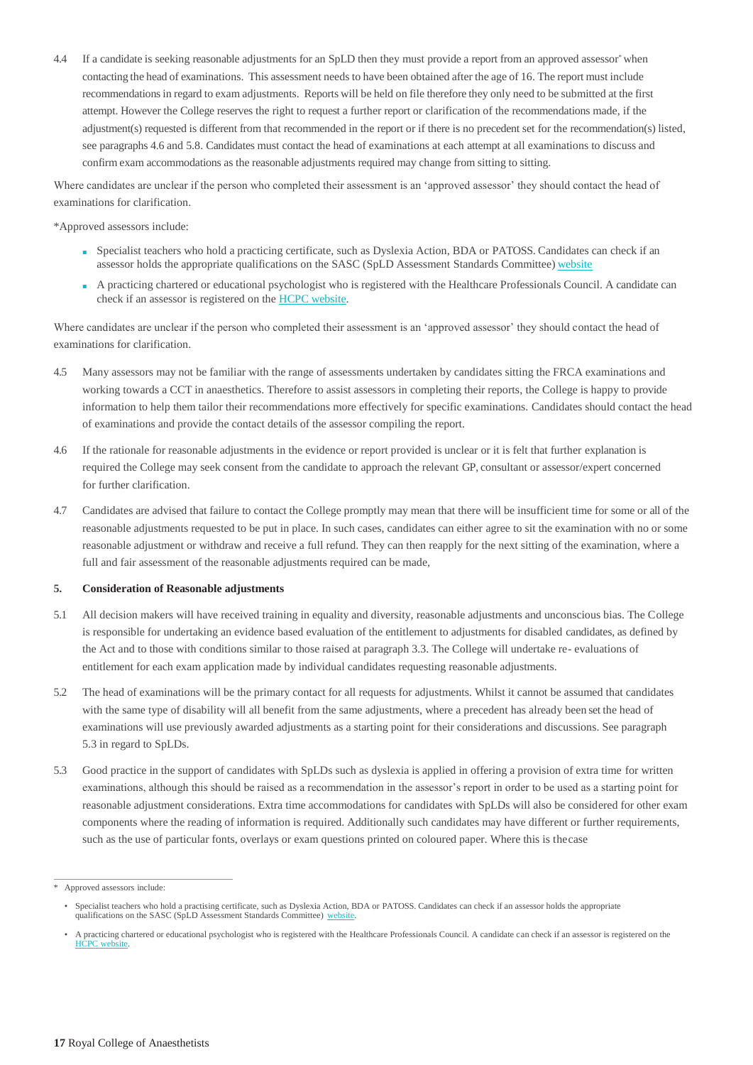4.4 If a candidate is seeking reasonable adjustments for an SpLD then they must provide a report from an approved assessor* when contacting the head of examinations. This assessment needs to have been obtained after the age of 16. The report must include recommendations in regard to exam adjustments. Reports will be held on file therefore they only need to be submitted at the first attempt. However the College reserves the right to request a further report or clarification of the recommendations made, if the adjustment(s) requested is different from that recommended in the report or if there is no precedent set for the recommendation(s) listed, see paragraphs 4.6 and 5.8. Candidates must contact the head of examinations at each attempt at all examinations to discuss and confirm exam accommodations as the reasonable adjustments required may change from sitting to sitting.

Where candidates are unclear if the person who completed their assessment is an 'approved assessor' they should contact the head of examinations for clarification.

*Approved assessors include:

- Specialist teachers who hold a practicing certificate, such as Dyslexia Action, BDA or PATOSS. Candidates can check if an assessor holds the appropriate qualifications on the SASC (SpLD Assessment Standards Committee) website
- A practicing chartered or educational psychologist who is registered with the Healthcare Professionals Council. A candidate can check if an assessor is registered on the HCPC website.

Where candidates are unclear if the person who completed their assessment is an 'approved assessor' they should contact the head of examinations for clarification.

4.5 Many assessors may not be familiar with the range of assessments undertaken by candidates sitting the FRCA examinations and working towards a CCT in anaesthetics. Therefore to assist assessors in completing their reports, the College is happy to provide information to help them tailor their recommendations more effectively for specific examinations. Candidates should contact the head of examinations and provide the contact details of the assessor compiling the report.

4.6 If the rationale for reasonable adjustments in the evidence or report provided is unclear or it is felt that further explanation is required the College may seek consent from the candidate to approach the relevant GP, consultant or assessor/expert concerned for further clarification.

4.7 Candidates are advised that failure to contact the College promptly may mean that there will be insufficient time for some or all of the reasonable adjustments requested to be put in place. In such cases, candidates can either agree to sit the examination with no or some reasonable adjustment or withdraw and receive a full refund. They can then reapply for the next sitting of the examination, where a full and fair assessment of the reasonable adjustments required can be made,

## 5. Consideration of Reasonable adjustments

5.1 All decision makers will have received training in equality and diversity, reasonable adjustments and unconscious bias. The College is responsible for undertaking an evidence based evaluation of the entitlement to adjustments for disabled candidates, as defined by the Act and to those with conditions similar to those raised at paragraph 3.3. The College will undertake re- evaluations of entitlement for each exam application made by individual candidates requesting reasonable adjustments.

5.2 The head of examinations will be the primary contact for all requests for adjustments. Whilst it cannot be assumed that candidates with the same type of disability will all benefit from the same adjustments, where a precedent has already been set the head of examinations will use previously awarded adjustments as a starting point for their considerations and discussions. See paragraph 5.3 in regard to SpLDs.

5.3 Good practice in the support of candidates with SpLDs such as dyslexia is applied in offering a provision of extra time for written examinations, although this should be raised as a recommendation in the assessor's report in order to be used as a starting point for reasonable adjustment considerations. Extra time accommodations for candidates with SpLDs will also be considered for other exam components where the reading of information is required. Additionally such candidates may have different or further requirements, such as the use of particular fonts, overlays or exam questions printed on coloured paper. Where this is thecase

---

\* Approved assessors include:

- Specialist teachers who hold a practising certificate, such as Dyslexia Action, BDA or PATOSS. Candidates can check if an assessor holds the appropriate qualifications on the SASC (SpLD Assessment Standards Committee) website.
- A practicing chartered or educational psychologist who is registered with the Healthcare Professionals Council. A candidate can check if an assessor is registered on the HCPC website.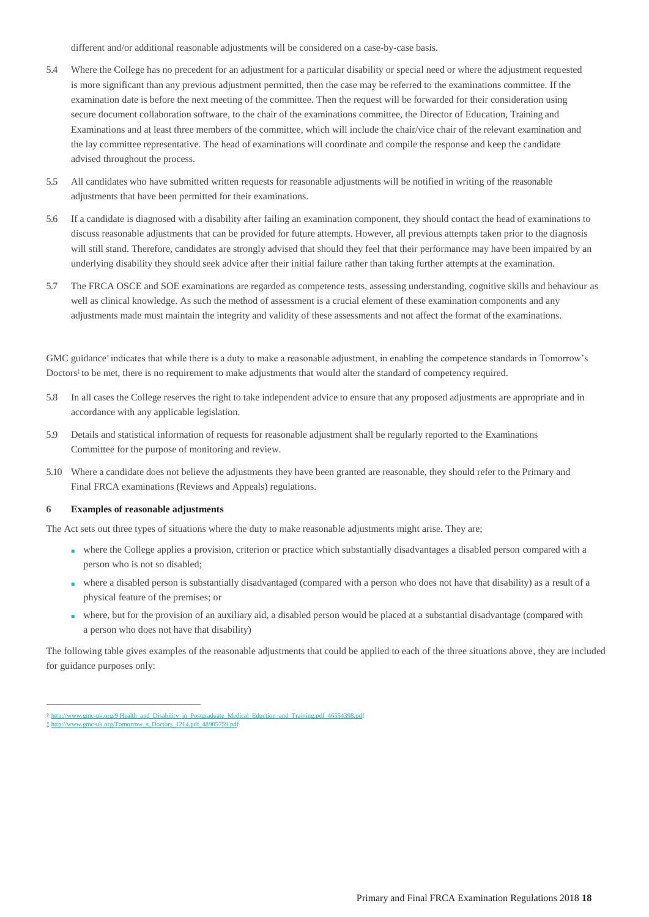different and/or additional reasonable adjustments will be considered on a case-by-case basis.

5.4 Where the College has no precedent for an adjustment for a particular disability or special need or where the adjustment requested is more significant than any previous adjustment permitted, then the case may be referred to the examinations committee. If the examination date is before the next meeting of the committee. Then the request will be forwarded for their consideration using secure document collaboration software, to the chair of the examinations committee, the Director of Education, Training and Examinations and at least three members of the committee, which will include the chair/vice chair of the relevant examination and the lay committee representative. The head of examinations will coordinate and compile the response and keep the candidate advised throughout the process.

5.5 All candidates who have submitted written requests for reasonable adjustments will be notified in writing of the reasonable adjustments that have been permitted for their examinations.

5.6 If a candidate is diagnosed with a disability after failing an examination component, they should contact the head of examinations to discuss reasonable adjustments that can be provided for future attempts. However, all previous attempts taken prior to the diagnosis will still stand. Therefore, candidates are strongly advised that should they feel that their performance may have been impaired by an underlying disability they should seek advice after their initial failure rather than taking further attempts at the examination.

5.7 The FRCA OSCE and SOE examinations are regarded as competence tests, assessing understanding, cognitive skills and behaviour as well as clinical knowledge. As such the method of assessment is a crucial element of these examination components and any adjustments made must maintain the integrity and validity of these assessments and not affect the format of the examinations.

GMC guidance[†] indicates that while there is a duty to make a reasonable adjustment, in enabling the competence standards in Tomorrow's Doctors[‡] to be met, there is no requirement to make adjustments that would alter the standard of competency required.

5.8 In all cases the College reserves the right to take independent advice to ensure that any proposed adjustments are appropriate and in accordance with any applicable legislation.

5.9 Details and statistical information of requests for reasonable adjustment shall be regularly reported to the Examinations Committee for the purpose of monitoring and review.

5.10 Where a candidate does not believe the adjustments they have been granted are reasonable, they should refer to the Primary and Final FRCA examinations (Reviews and Appeals) regulations.

## 6 Examples of reasonable adjustments

The Act sets out three types of situations where the duty to make reasonable adjustments might arise. They are;

- where the College applies a provision, criterion or practice which substantially disadvantages a disabled person compared with a person who is not so disabled;
- where a disabled person is substantially disadvantaged (compared with a person who does not have that disability) as a result of a physical feature of the premises; or
- where, but for the provision of an auxiliary aid, a disabled person would be placed at a substantial disadvantage (compared with a person who does not have that disability)

The following table gives examples of the reasonable adjustments that could be applied to each of the three situations above, they are included for guidance purposes only:

---

† http://www.gmc-uk.org/9 Health_and_Disability_in_Postgraduate_Medical_Eduction_and_Training.pdf_46554398.pdf

‡ http://www.gmc-uk.org/Tomorrow_s_Doctors_1214.pdf_48905759.pdf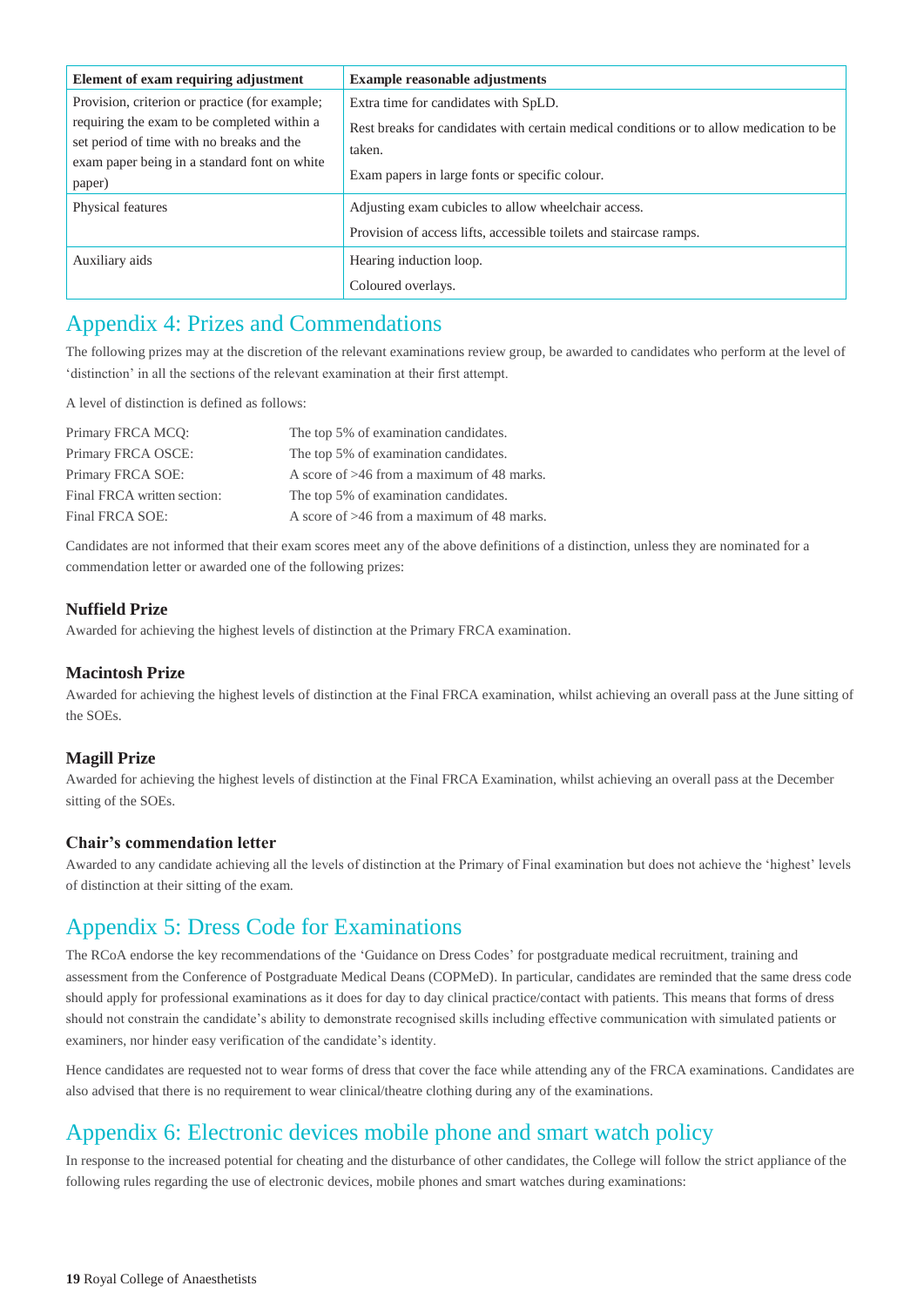| Element of exam requiring adjustment | Example reasonable adjustments |
|---|---|
| Provision, criterion or practice (for example; requiring the exam to be completed within a set period of time with no breaks and the exam paper being in a standard font on white paper) | Extra time for candidates with SpLD.<br><br>Rest breaks for candidates with certain medical conditions or to allow medication to be taken.<br><br>Exam papers in large fonts or specific colour. |
| Physical features | Adjusting exam cubicles to allow wheelchair access.<br><br>Provision of access lifts, accessible toilets and staircase ramps. |
| Auxiliary aids | Hearing induction loop.<br><br>Coloured overlays. |

## Appendix 4: Prizes and Commendations

The following prizes may at the discretion of the relevant examinations review group, be awarded to candidates who perform at the level of 'distinction' in all the sections of the relevant examination at their first attempt.

A level of distinction is defined as follows:

| | |
|---|---|
| Primary FRCA MCQ: | The top 5% of examination candidates. |
| Primary FRCA OSCE: | The top 5% of examination candidates. |
| Primary FRCA SOE: | A score of >46 from a maximum of 48 marks. |
| Final FRCA written section: | The top 5% of examination candidates. |
| Final FRCA SOE: | A score of >46 from a maximum of 48 marks. |

Candidates are not informed that their exam scores meet any of the above definitions of a distinction, unless they are nominated for a commendation letter or awarded one of the following prizes:

### Nuffield Prize

Awarded for achieving the highest levels of distinction at the Primary FRCA examination.

### Macintosh Prize

Awarded for achieving the highest levels of distinction at the Final FRCA examination, whilst achieving an overall pass at the June sitting of the SOEs.

### Magill Prize

Awarded for achieving the highest levels of distinction at the Final FRCA Examination, whilst achieving an overall pass at the December sitting of the SOEs.

### Chair's commendation letter

Awarded to any candidate achieving all the levels of distinction at the Primary of Final examination but does not achieve the 'highest' levels of distinction at their sitting of the exam.

## Appendix 5: Dress Code for Examinations

The RCoA endorse the key recommendations of the 'Guidance on Dress Codes' for postgraduate medical recruitment, training and assessment from the Conference of Postgraduate Medical Deans (COPMeD). In particular, candidates are reminded that the same dress code should apply for professional examinations as it does for day to day clinical practice/contact with patients. This means that forms of dress should not constrain the candidate's ability to demonstrate recognised skills including effective communication with simulated patients or examiners, nor hinder easy verification of the candidate's identity.

Hence candidates are requested not to wear forms of dress that cover the face while attending any of the FRCA examinations. Candidates are also advised that there is no requirement to wear clinical/theatre clothing during any of the examinations.

## Appendix 6: Electronic devices mobile phone and smart watch policy

In response to the increased potential for cheating and the disturbance of other candidates, the College will follow the strict appliance of the following rules regarding the use of electronic devices, mobile phones and smart watches during examinations: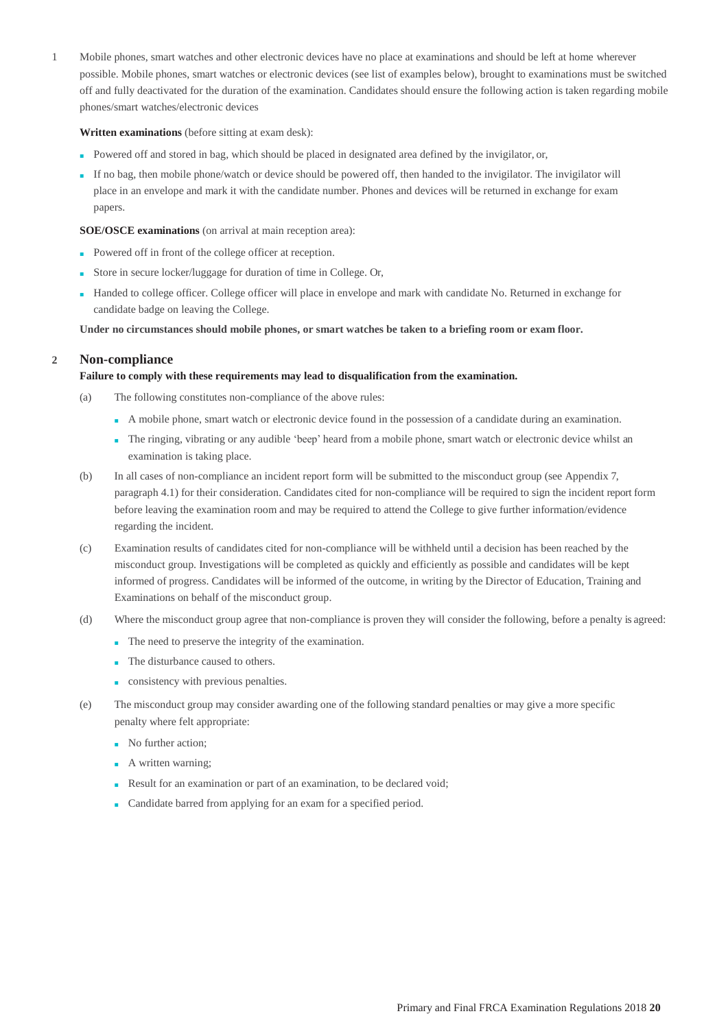1 Mobile phones, smart watches and other electronic devices have no place at examinations and should be left at home wherever possible. Mobile phones, smart watches or electronic devices (see list of examples below), brought to examinations must be switched off and fully deactivated for the duration of the examination. Candidates should ensure the following action is taken regarding mobile phones/smart watches/electronic devices

**Written examinations** (before sitting at exam desk):

- Powered off and stored in bag, which should be placed in designated area defined by the invigilator, or,
- If no bag, then mobile phone/watch or device should be powered off, then handed to the invigilator. The invigilator will place in an envelope and mark it with the candidate number. Phones and devices will be returned in exchange for exam papers.

**SOE/OSCE examinations** (on arrival at main reception area):

- Powered off in front of the college officer at reception.
- Store in secure locker/luggage for duration of time in College. Or,
- Handed to college officer. College officer will place in envelope and mark with candidate No. Returned in exchange for candidate badge on leaving the College.

**Under no circumstances should mobile phones, or smart watches be taken to a briefing room or exam floor.**

## 2 Non-compliance

**Failure to comply with these requirements may lead to disqualification from the examination.**

(a) The following constitutes non-compliance of the above rules:

- A mobile phone, smart watch or electronic device found in the possession of a candidate during an examination.
- The ringing, vibrating or any audible 'beep' heard from a mobile phone, smart watch or electronic device whilst an examination is taking place.

(b) In all cases of non-compliance an incident report form will be submitted to the misconduct group (see Appendix 7, paragraph 4.1) for their consideration. Candidates cited for non-compliance will be required to sign the incident report form before leaving the examination room and may be required to attend the College to give further information/evidence regarding the incident.

(c) Examination results of candidates cited for non-compliance will be withheld until a decision has been reached by the misconduct group. Investigations will be completed as quickly and efficiently as possible and candidates will be kept informed of progress. Candidates will be informed of the outcome, in writing by the Director of Education, Training and Examinations on behalf of the misconduct group.

(d) Where the misconduct group agree that non-compliance is proven they will consider the following, before a penalty is agreed:

- The need to preserve the integrity of the examination.
- The disturbance caused to others.
- consistency with previous penalties.

(e) The misconduct group may consider awarding one of the following standard penalties or may give a more specific penalty where felt appropriate:

- No further action;
- A written warning;
- Result for an examination or part of an examination, to be declared void;
- Candidate barred from applying for an exam for a specified period.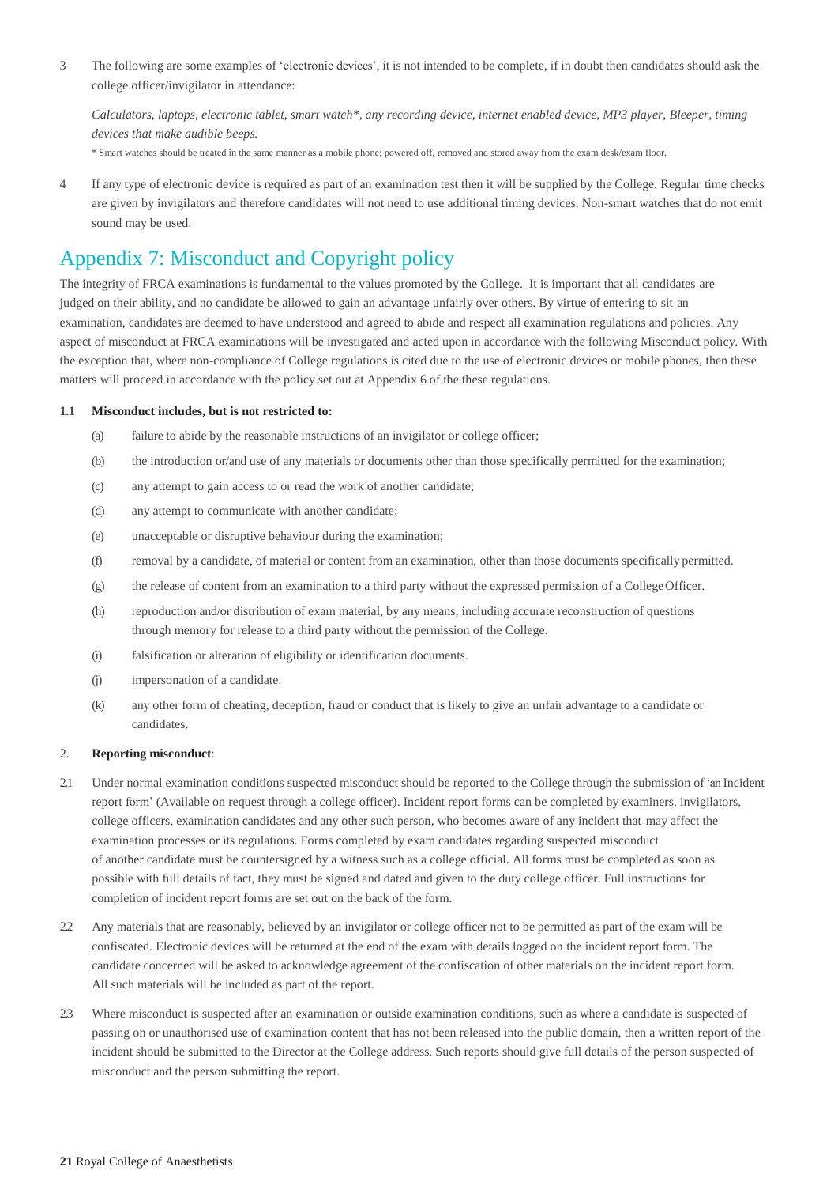3 The following are some examples of 'electronic devices', it is not intended to be complete, if in doubt then candidates should ask the college officer/invigilator in attendance:

*Calculators, laptops, electronic tablet, smart watch*, any recording device, internet enabled device, MP3 player, Bleeper, timing devices that make audible beeps.*

\* Smart watches should be treated in the same manner as a mobile phone; powered off, removed and stored away from the exam desk/exam floor.

4 If any type of electronic device is required as part of an examination test then it will be supplied by the College. Regular time checks are given by invigilators and therefore candidates will not need to use additional timing devices. Non-smart watches that do not emit sound may be used.

# Appendix 7: Misconduct and Copyright policy

The integrity of FRCA examinations is fundamental to the values promoted by the College. It is important that all candidates are judged on their ability, and no candidate be allowed to gain an advantage unfairly over others. By virtue of entering to sit an examination, candidates are deemed to have understood and agreed to abide and respect all examination regulations and policies. Any aspect of misconduct at FRCA examinations will be investigated and acted upon in accordance with the following Misconduct policy. With the exception that, where non-compliance of College regulations is cited due to the use of electronic devices or mobile phones, then these matters will proceed in accordance with the policy set out at Appendix 6 of the these regulations.

**1.1 Misconduct includes, but is not restricted to:**

(a) failure to abide by the reasonable instructions of an invigilator or college officer;

(b) the introduction or/and use of any materials or documents other than those specifically permitted for the examination;

(c) any attempt to gain access to or read the work of another candidate;

(d) any attempt to communicate with another candidate;

(e) unacceptable or disruptive behaviour during the examination;

(f) removal by a candidate, of material or content from an examination, other than those documents specifically permitted.

(g) the release of content from an examination to a third party without the expressed permission of a College Officer.

(h) reproduction and/or distribution of exam material, by any means, including accurate reconstruction of questions through memory for release to a third party without the permission of the College.

(i) falsification or alteration of eligibility or identification documents.

(j) impersonation of a candidate.

(k) any other form of cheating, deception, fraud or conduct that is likely to give an unfair advantage to a candidate or candidates.

2. **Reporting misconduct**:

2.1 Under normal examination conditions suspected misconduct should be reported to the College through the submission of 'an Incident report form' (Available on request through a college officer). Incident report forms can be completed by examiners, invigilators, college officers, examination candidates and any other such person, who becomes aware of any incident that may affect the examination processes or its regulations. Forms completed by exam candidates regarding suspected misconduct of another candidate must be countersigned by a witness such as a college official. All forms must be completed as soon as possible with full details of fact, they must be signed and dated and given to the duty college officer. Full instructions for completion of incident report forms are set out on the back of the form.

2.2 Any materials that are reasonably, believed by an invigilator or college officer not to be permitted as part of the exam will be confiscated. Electronic devices will be returned at the end of the exam with details logged on the incident report form. The candidate concerned will be asked to acknowledge agreement of the confiscation of other materials on the incident report form. All such materials will be included as part of the report.

2.3 Where misconduct is suspected after an examination or outside examination conditions, such as where a candidate is suspected of passing on or unauthorised use of examination content that has not been released into the public domain, then a written report of the incident should be submitted to the Director at the College address. Such reports should give full details of the person suspected of misconduct and the person submitting the report.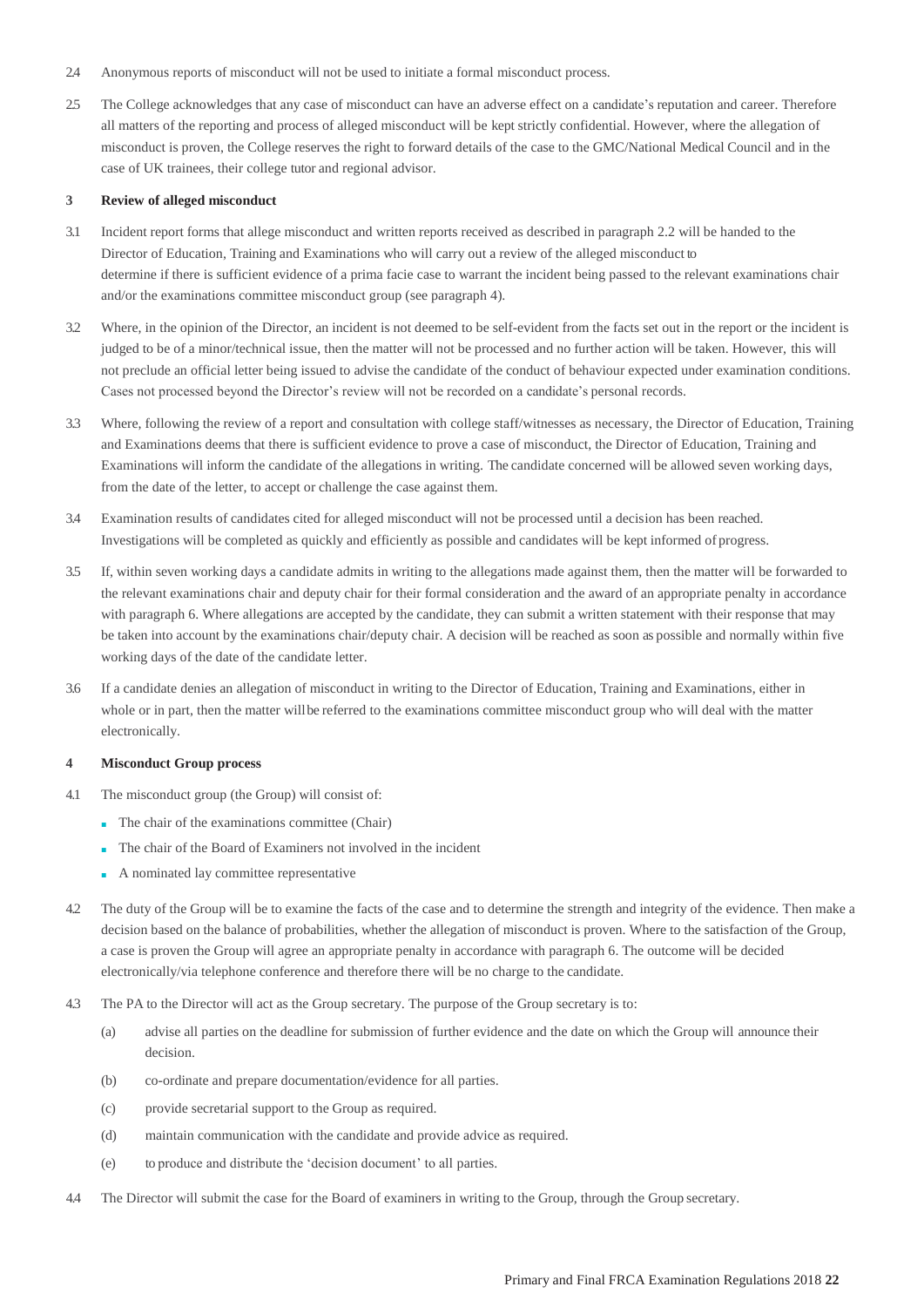2.4 Anonymous reports of misconduct will not be used to initiate a formal misconduct process.

2.5 The College acknowledges that any case of misconduct can have an adverse effect on a candidate's reputation and career. Therefore all matters of the reporting and process of alleged misconduct will be kept strictly confidential. However, where the allegation of misconduct is proven, the College reserves the right to forward details of the case to the GMC/National Medical Council and in the case of UK trainees, their college tutor and regional advisor.

## 3 Review of alleged misconduct

3.1 Incident report forms that allege misconduct and written reports received as described in paragraph 2.2 will be handed to the Director of Education, Training and Examinations who will carry out a review of the alleged misconduct to determine if there is sufficient evidence of a prima facie case to warrant the incident being passed to the relevant examinations chair and/or the examinations committee misconduct group (see paragraph 4).

3.2 Where, in the opinion of the Director, an incident is not deemed to be self-evident from the facts set out in the report or the incident is judged to be of a minor/technical issue, then the matter will not be processed and no further action will be taken. However, this will not preclude an official letter being issued to advise the candidate of the conduct of behaviour expected under examination conditions. Cases not processed beyond the Director's review will not be recorded on a candidate's personal records.

3.3 Where, following the review of a report and consultation with college staff/witnesses as necessary, the Director of Education, Training and Examinations deems that there is sufficient evidence to prove a case of misconduct, the Director of Education, Training and Examinations will inform the candidate of the allegations in writing. The candidate concerned will be allowed seven working days, from the date of the letter, to accept or challenge the case against them.

3.4 Examination results of candidates cited for alleged misconduct will not be processed until a decision has been reached. Investigations will be completed as quickly and efficiently as possible and candidates will be kept informed of progress.

3.5 If, within seven working days a candidate admits in writing to the allegations made against them, then the matter will be forwarded to the relevant examinations chair and deputy chair for their formal consideration and the award of an appropriate penalty in accordance with paragraph 6. Where allegations are accepted by the candidate, they can submit a written statement with their response that may be taken into account by the examinations chair/deputy chair. A decision will be reached as soon as possible and normally within five working days of the date of the candidate letter.

3.6 If a candidate denies an allegation of misconduct in writing to the Director of Education, Training and Examinations, either in whole or in part, then the matter will be referred to the examinations committee misconduct group who will deal with the matter electronically.

## 4 Misconduct Group process

4.1 The misconduct group (the Group) will consist of:

- The chair of the examinations committee (Chair)
- The chair of the Board of Examiners not involved in the incident
- A nominated lay committee representative

4.2 The duty of the Group will be to examine the facts of the case and to determine the strength and integrity of the evidence. Then make a decision based on the balance of probabilities, whether the allegation of misconduct is proven. Where to the satisfaction of the Group, a case is proven the Group will agree an appropriate penalty in accordance with paragraph 6. The outcome will be decided electronically/via telephone conference and therefore there will be no charge to the candidate.

4.3 The PA to the Director will act as the Group secretary. The purpose of the Group secretary is to:

(a) advise all parties on the deadline for submission of further evidence and the date on which the Group will announce their decision.

(b) co-ordinate and prepare documentation/evidence for all parties.

(c) provide secretarial support to the Group as required.

(d) maintain communication with the candidate and provide advice as required.

(e) to produce and distribute the 'decision document' to all parties.

4.4 The Director will submit the case for the Board of examiners in writing to the Group, through the Group secretary.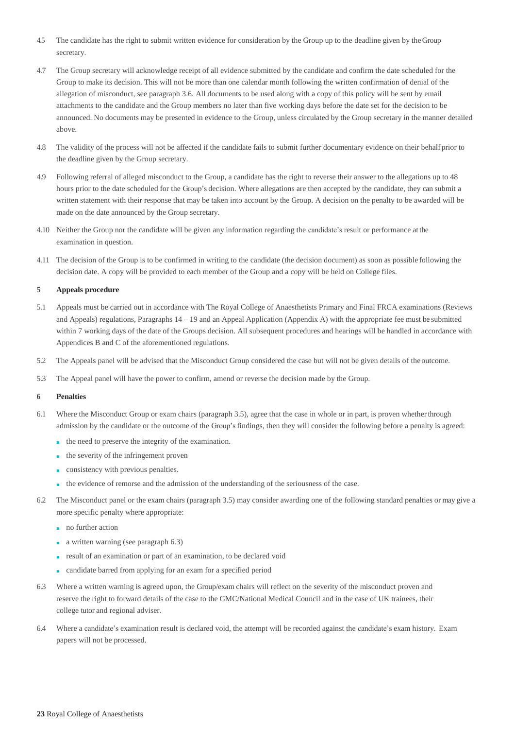4.5 The candidate has the right to submit written evidence for consideration by the Group up to the deadline given by the Group secretary.

4.7 The Group secretary will acknowledge receipt of all evidence submitted by the candidate and confirm the date scheduled for the Group to make its decision. This will not be more than one calendar month following the written confirmation of denial of the allegation of misconduct, see paragraph 3.6. All documents to be used along with a copy of this policy will be sent by email attachments to the candidate and the Group members no later than five working days before the date set for the decision to be announced. No documents may be presented in evidence to the Group, unless circulated by the Group secretary in the manner detailed above.

4.8 The validity of the process will not be affected if the candidate fails to submit further documentary evidence on their behalf prior to the deadline given by the Group secretary.

4.9 Following referral of alleged misconduct to the Group, a candidate has the right to reverse their answer to the allegations up to 48 hours prior to the date scheduled for the Group's decision. Where allegations are then accepted by the candidate, they can submit a written statement with their response that may be taken into account by the Group. A decision on the penalty to be awarded will be made on the date announced by the Group secretary.

4.10 Neither the Group nor the candidate will be given any information regarding the candidate's result or performance at the examination in question.

4.11 The decision of the Group is to be confirmed in writing to the candidate (the decision document) as soon as possible following the decision date. A copy will be provided to each member of the Group and a copy will be held on College files.

## 5 Appeals procedure

5.1 Appeals must be carried out in accordance with The Royal College of Anaesthetists Primary and Final FRCA examinations (Reviews and Appeals) regulations, Paragraphs 14 – 19 and an Appeal Application (Appendix A) with the appropriate fee must be submitted within 7 working days of the date of the Groups decision. All subsequent procedures and hearings will be handled in accordance with Appendices B and C of the aforementioned regulations.

5.2 The Appeals panel will be advised that the Misconduct Group considered the case but will not be given details of the outcome.

5.3 The Appeal panel will have the power to confirm, amend or reverse the decision made by the Group.

## 6 Penalties

6.1 Where the Misconduct Group or exam chairs (paragraph 3.5), agree that the case in whole or in part, is proven whether through admission by the candidate or the outcome of the Group's findings, then they will consider the following before a penalty is agreed:

- the need to preserve the integrity of the examination.
- the severity of the infringement proven
- consistency with previous penalties.
- the evidence of remorse and the admission of the understanding of the seriousness of the case.

6.2 The Misconduct panel or the exam chairs (paragraph 3.5) may consider awarding one of the following standard penalties or may give a more specific penalty where appropriate:

- no further action
- a written warning (see paragraph 6.3)
- result of an examination or part of an examination, to be declared void
- candidate barred from applying for an exam for a specified period

6.3 Where a written warning is agreed upon, the Group/exam chairs will reflect on the severity of the misconduct proven and reserve the right to forward details of the case to the GMC/National Medical Council and in the case of UK trainees, their college tutor and regional adviser.

6.4 Where a candidate's examination result is declared void, the attempt will be recorded against the candidate's exam history. Exam papers will not be processed.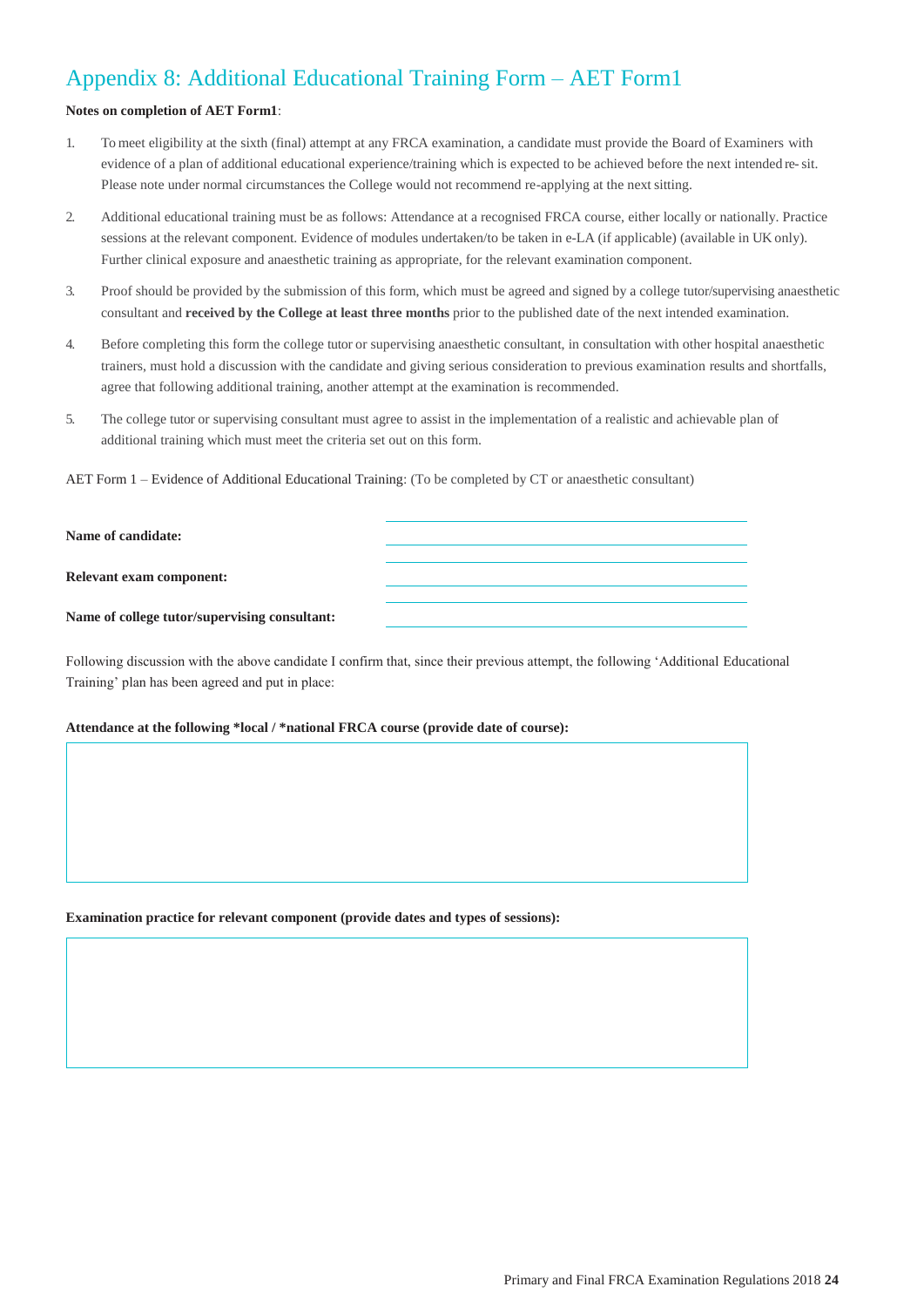# Appendix 8: Additional Educational Training Form – AET Form1

**Notes on completion of AET Form1**:

1. To meet eligibility at the sixth (final) attempt at any FRCA examination, a candidate must provide the Board of Examiners with evidence of a plan of additional educational experience/training which is expected to be achieved before the next intended re- sit. Please note under normal circumstances the College would not recommend re-applying at the next sitting.
2. Additional educational training must be as follows: Attendance at a recognised FRCA course, either locally or nationally. Practice sessions at the relevant component. Evidence of modules undertaken/to be taken in e-LA (if applicable) (available in UK only). Further clinical exposure and anaesthetic training as appropriate, for the relevant examination component.
3. Proof should be provided by the submission of this form, which must be agreed and signed by a college tutor/supervising anaesthetic consultant and **received by the College at least three months** prior to the published date of the next intended examination.
4. Before completing this form the college tutor or supervising anaesthetic consultant, in consultation with other hospital anaesthetic trainers, must hold a discussion with the candidate and giving serious consideration to previous examination results and shortfalls, agree that following additional training, another attempt at the examination is recommended.
5. The college tutor or supervising consultant must agree to assist in the implementation of a realistic and achievable plan of additional training which must meet the criteria set out on this form.

AET Form 1 – Evidence of Additional Educational Training: (To be completed by CT or anaesthetic consultant)

**Name of candidate:** ____________________

**Relevant exam component:** ____________________

**Name of college tutor/supervising consultant:** ____________________

Following discussion with the above candidate I confirm that, since their previous attempt, the following 'Additional Educational Training' plan has been agreed and put in place:

**Attendance at the following *local / *national FRCA course (provide date of course):**

| |
|---|
| |

**Examination practice for relevant component (provide dates and types of sessions):**

| |
|---|
| |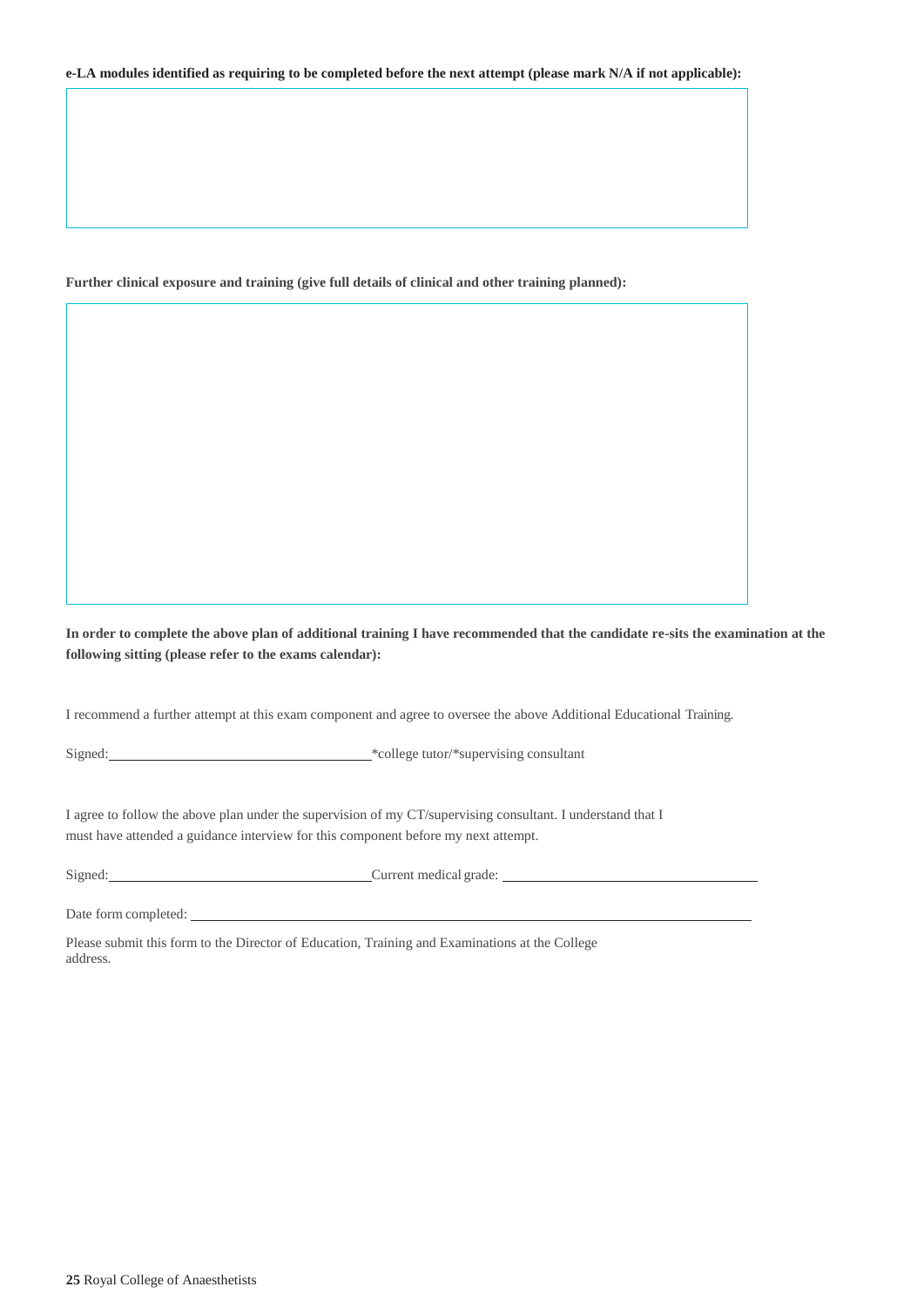**e-LA modules identified as requiring to be completed before the next attempt (please mark N/A if not applicable):**

**Further clinical exposure and training (give full details of clinical and other training planned):**

**In order to complete the above plan of additional training I have recommended that the candidate re-sits the examination at the following sitting (please refer to the exams calendar):**

I recommend a further attempt at this exam component and agree to oversee the above Additional Educational Training.

Signed: ____________________________ *college tutor/*supervising consultant

I agree to follow the above plan under the supervision of my CT/supervising consultant. I understand that I must have attended a guidance interview for this component before my next attempt.

Signed: ____________________________ Current medical grade: ____________________________

Date form completed: ____________________________

Please submit this form to the Director of Education, Training and Examinations at the College address.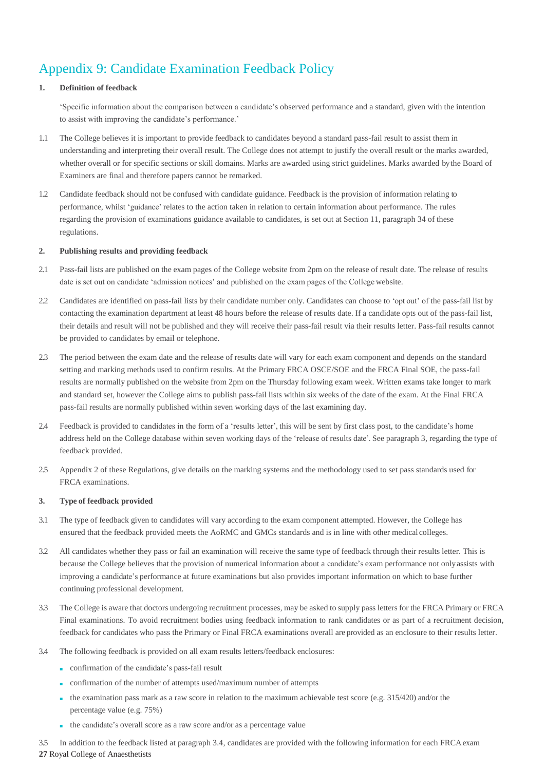# Appendix 9: Candidate Examination Feedback Policy

**1. Definition of feedback**

'Specific information about the comparison between a candidate's observed performance and a standard, given with the intention to assist with improving the candidate's performance.'

1.1 The College believes it is important to provide feedback to candidates beyond a standard pass-fail result to assist them in understanding and interpreting their overall result. The College does not attempt to justify the overall result or the marks awarded, whether overall or for specific sections or skill domains. Marks are awarded using strict guidelines. Marks awarded by the Board of Examiners are final and therefore papers cannot be remarked.

1.2 Candidate feedback should not be confused with candidate guidance. Feedback is the provision of information relating to performance, whilst 'guidance' relates to the action taken in relation to certain information about performance. The rules regarding the provision of examinations guidance available to candidates, is set out at Section 11, paragraph 34 of these regulations.

**2. Publishing results and providing feedback**

2.1 Pass-fail lists are published on the exam pages of the College website from 2pm on the release of result date. The release of results date is set out on candidate 'admission notices' and published on the exam pages of the College website.

2.2 Candidates are identified on pass-fail lists by their candidate number only. Candidates can choose to 'opt out' of the pass-fail list by contacting the examination department at least 48 hours before the release of results date. If a candidate opts out of the pass-fail list, their details and result will not be published and they will receive their pass-fail result via their results letter. Pass-fail results cannot be provided to candidates by email or telephone.

2.3 The period between the exam date and the release of results date will vary for each exam component and depends on the standard setting and marking methods used to confirm results. At the Primary FRCA OSCE/SOE and the FRCA Final SOE, the pass-fail results are normally published on the website from 2pm on the Thursday following exam week. Written exams take longer to mark and standard set, however the College aims to publish pass-fail lists within six weeks of the date of the exam. At the Final FRCA pass-fail results are normally published within seven working days of the last examining day.

2.4 Feedback is provided to candidates in the form of a 'results letter', this will be sent by first class post, to the candidate's home address held on the College database within seven working days of the 'release of results date'. See paragraph 3, regarding the type of feedback provided.

2.5 Appendix 2 of these Regulations, give details on the marking systems and the methodology used to set pass standards used for FRCA examinations.

**3. Type of feedback provided**

3.1 The type of feedback given to candidates will vary according to the exam component attempted. However, the College has ensured that the feedback provided meets the AoRMC and GMCs standards and is in line with other medical colleges.

3.2 All candidates whether they pass or fail an examination will receive the same type of feedback through their results letter. This is because the College believes that the provision of numerical information about a candidate's exam performance not only assists with improving a candidate's performance at future examinations but also provides important information on which to base further continuing professional development.

3.3 The College is aware that doctors undergoing recruitment processes, may be asked to supply pass letters for the FRCA Primary or FRCA Final examinations. To avoid recruitment bodies using feedback information to rank candidates or as part of a recruitment decision, feedback for candidates who pass the Primary or Final FRCA examinations overall are provided as an enclosure to their results letter.

3.4 The following feedback is provided on all exam results letters/feedback enclosures:

- confirmation of the candidate's pass-fail result
- confirmation of the number of attempts used/maximum number of attempts
- the examination pass mark as a raw score in relation to the maximum achievable test score (e.g. 315/420) and/or the percentage value (e.g. 75%)
- the candidate's overall score as a raw score and/or as a percentage value

3.5 In addition to the feedback listed at paragraph 3.4, candidates are provided with the following information for each FRCA exam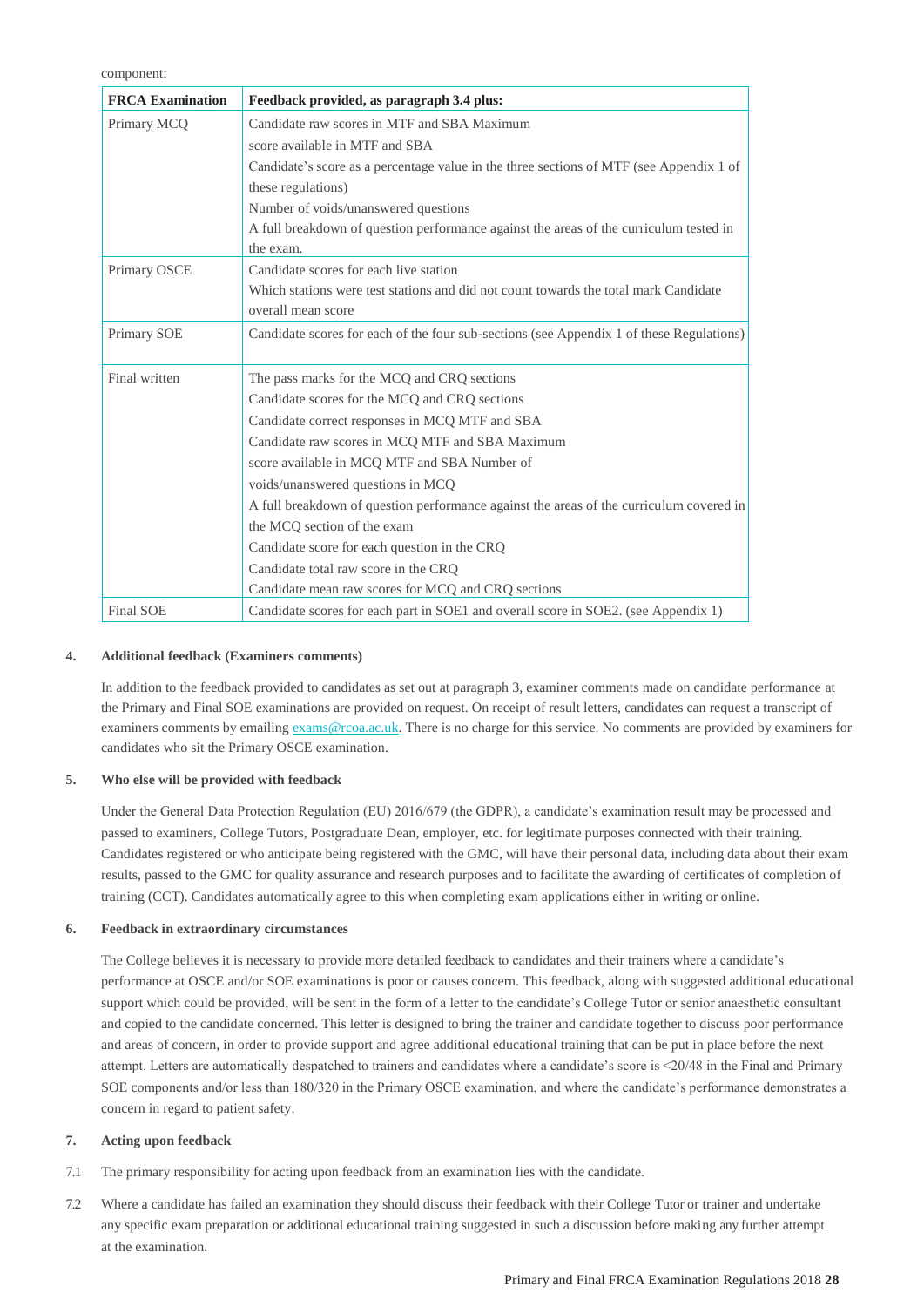component:

| FRCA Examination | Feedback provided, as paragraph 3.4 plus: |
|---|---|
| Primary MCQ | Candidate raw scores in MTF and SBA Maximum score available in MTF and SBA<br>Candidate's score as a percentage value in the three sections of MTF (see Appendix 1 of these regulations)<br>Number of voids/unanswered questions<br>A full breakdown of question performance against the areas of the curriculum tested in the exam. |
| Primary OSCE | Candidate scores for each live station<br>Which stations were test stations and did not count towards the total mark Candidate overall mean score |
| Primary SOE | Candidate scores for each of the four sub-sections (see Appendix 1 of these Regulations) |
| Final written | The pass marks for the MCQ and CRQ sections<br>Candidate scores for the MCQ and CRQ sections<br>Candidate correct responses in MCQ MTF and SBA<br>Candidate raw scores in MCQ MTF and SBA Maximum score available in MCQ MTF and SBA Number of voids/unanswered questions in MCQ<br>A full breakdown of question performance against the areas of the curriculum covered in the MCQ section of the exam<br>Candidate score for each question in the CRQ<br>Candidate total raw score in the CRQ<br>Candidate mean raw scores for MCQ and CRQ sections |
| Final SOE | Candidate scores for each part in SOE1 and overall score in SOE2. (see Appendix 1) |

## 4. Additional feedback (Examiners comments)

In addition to the feedback provided to candidates as set out at paragraph 3, examiner comments made on candidate performance at the Primary and Final SOE examinations are provided on request. On receipt of result letters, candidates can request a transcript of examiners comments by emailing exams@rcoa.ac.uk. There is no charge for this service. No comments are provided by examiners for candidates who sit the Primary OSCE examination.

## 5. Who else will be provided with feedback

Under the General Data Protection Regulation (EU) 2016/679 (the GDPR), a candidate's examination result may be processed and passed to examiners, College Tutors, Postgraduate Dean, employer, etc. for legitimate purposes connected with their training. Candidates registered or who anticipate being registered with the GMC, will have their personal data, including data about their exam results, passed to the GMC for quality assurance and research purposes and to facilitate the awarding of certificates of completion of training (CCT). Candidates automatically agree to this when completing exam applications either in writing or online.

## 6. Feedback in extraordinary circumstances

The College believes it is necessary to provide more detailed feedback to candidates and their trainers where a candidate's performance at OSCE and/or SOE examinations is poor or causes concern. This feedback, along with suggested additional educational support which could be provided, will be sent in the form of a letter to the candidate's College Tutor or senior anaesthetic consultant and copied to the candidate concerned. This letter is designed to bring the trainer and candidate together to discuss poor performance and areas of concern, in order to provide support and agree additional educational training that can be put in place before the next attempt. Letters are automatically despatched to trainers and candidates where a candidate's score is <20/48 in the Final and Primary SOE components and/or less than 180/320 in the Primary OSCE examination, and where the candidate's performance demonstrates a concern in regard to patient safety.

## 7. Acting upon feedback

7.1 The primary responsibility for acting upon feedback from an examination lies with the candidate.

7.2 Where a candidate has failed an examination they should discuss their feedback with their College Tutor or trainer and undertake any specific exam preparation or additional educational training suggested in such a discussion before making any further attempt at the examination.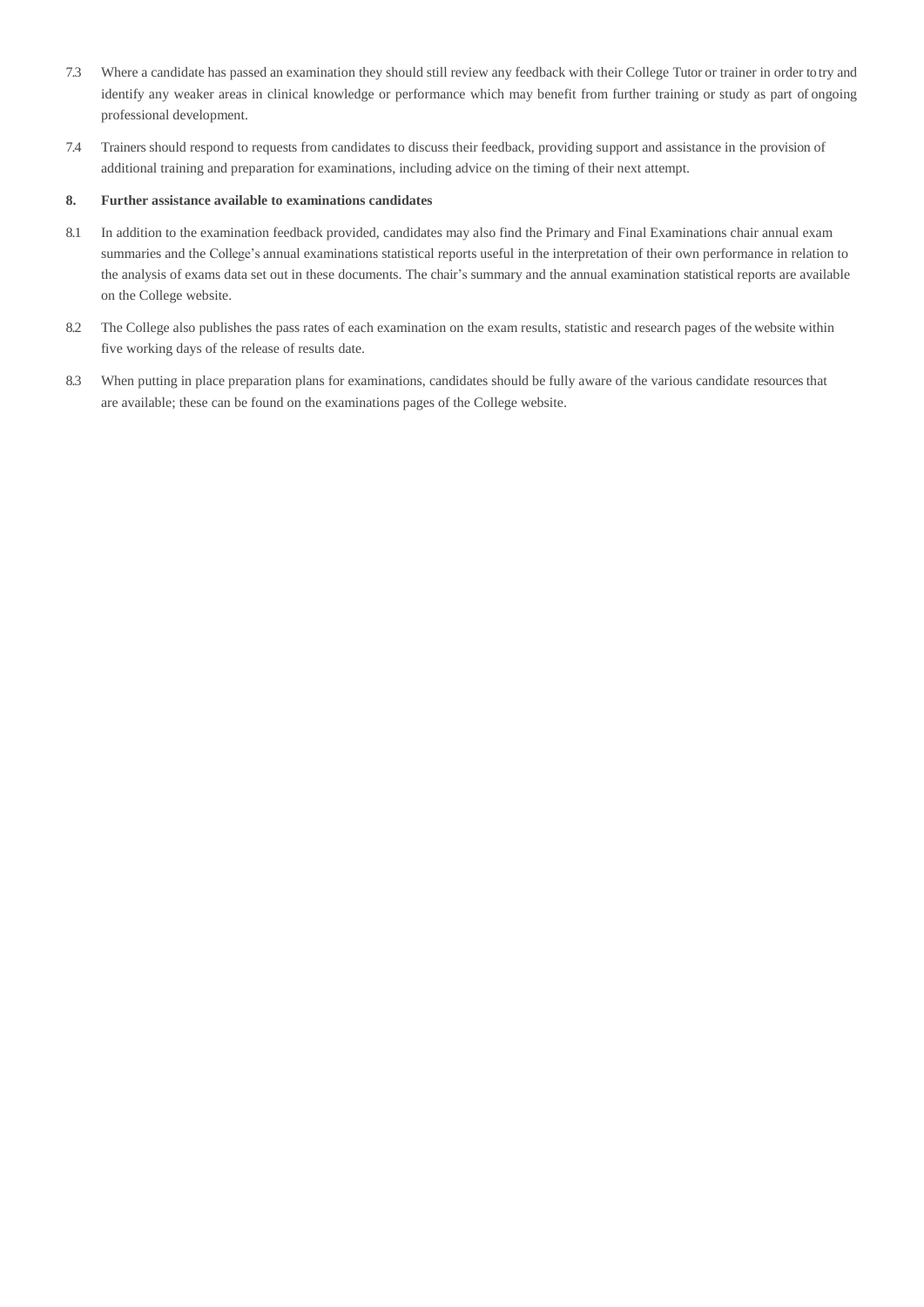7.3 Where a candidate has passed an examination they should still review any feedback with their College Tutor or trainer in order to try and identify any weaker areas in clinical knowledge or performance which may benefit from further training or study as part of ongoing professional development.

7.4 Trainers should respond to requests from candidates to discuss their feedback, providing support and assistance in the provision of additional training and preparation for examinations, including advice on the timing of their next attempt.

## 8. Further assistance available to examinations candidates

8.1 In addition to the examination feedback provided, candidates may also find the Primary and Final Examinations chair annual exam summaries and the College's annual examinations statistical reports useful in the interpretation of their own performance in relation to the analysis of exams data set out in these documents. The chair's summary and the annual examination statistical reports are available on the College website.

8.2 The College also publishes the pass rates of each examination on the exam results, statistic and research pages of the website within five working days of the release of results date.

8.3 When putting in place preparation plans for examinations, candidates should be fully aware of the various candidate resources that are available; these can be found on the examinations pages of the College website.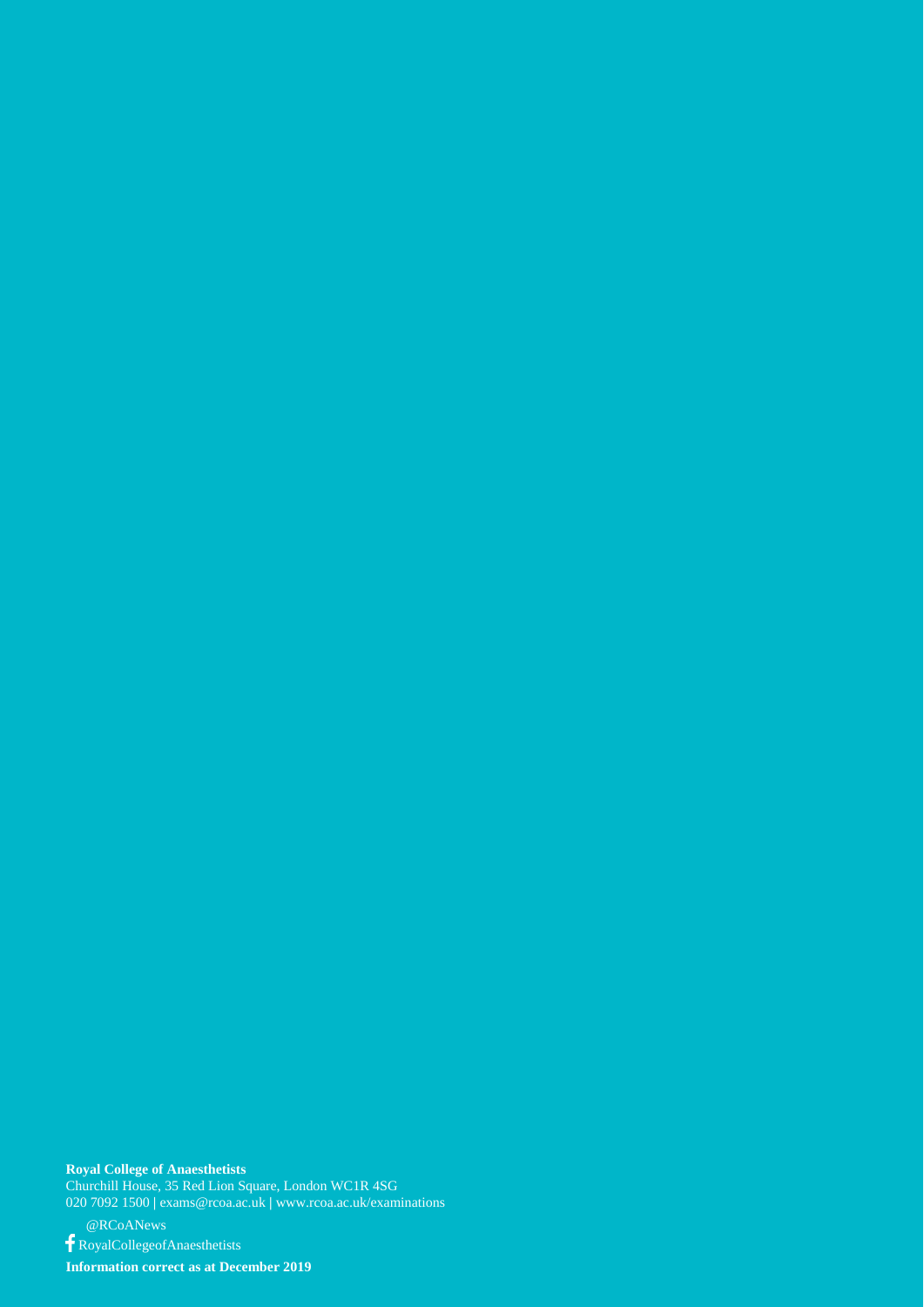**Royal College of Anaesthetists**
Churchill House, 35 Red Lion Square, London WC1R 4SG
020 7092 1500 | exams@rcoa.ac.uk | www.rcoa.ac.uk/examinations

@RCoANews
RoyalCollegeofAnaesthetists

**Information correct as at December 2019**